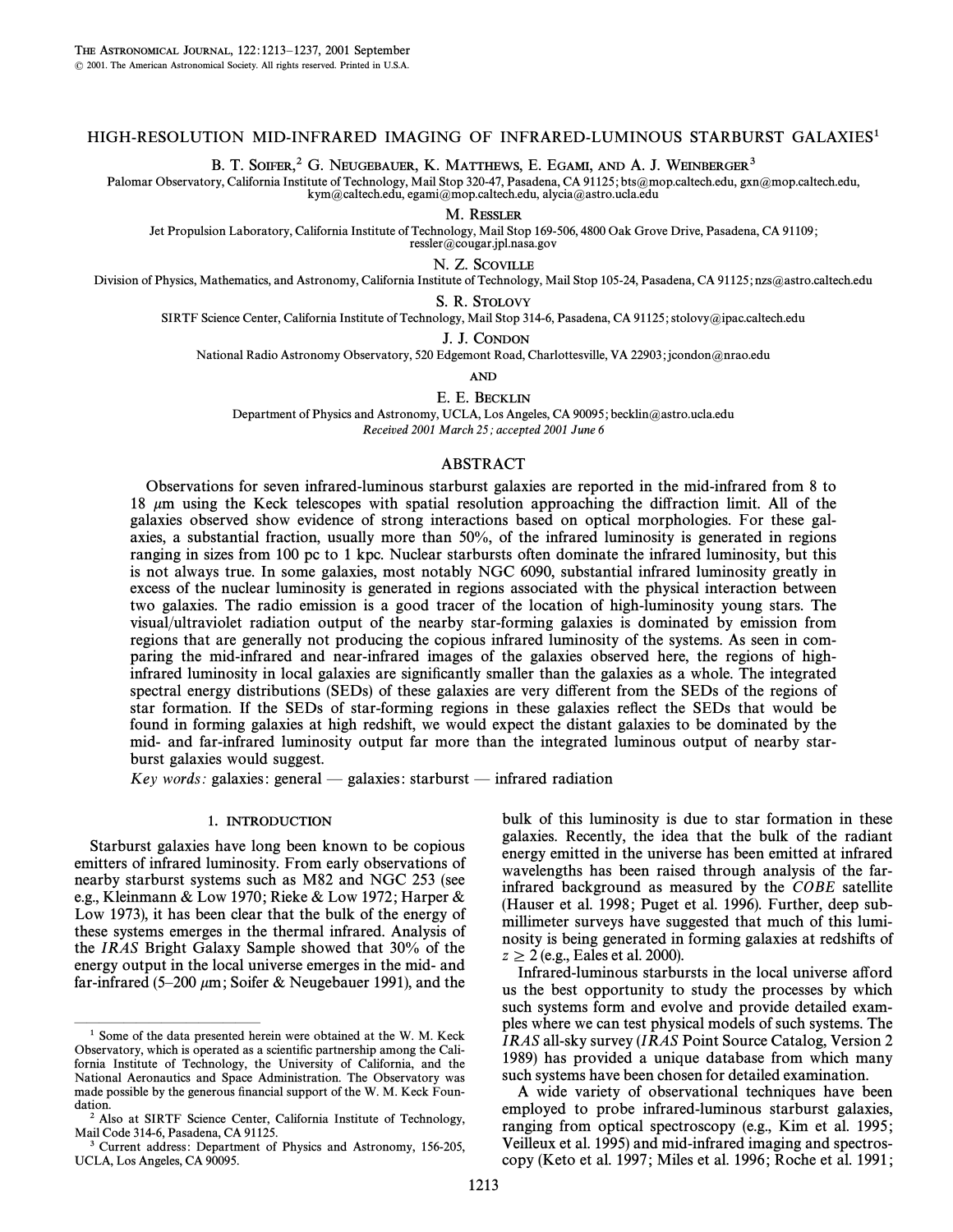# HIGH-RESOLUTION MID-INFRARED IMAGING OF INFRARED-LUMINOUS STARBURST GALAXIES[1]

B. T. Soifer,[2] G. Neugebauer, K. Matthews, E. Egami, and A. J. Weinberger[3]

Palomar Observatory, California Institute of Technology, Mail Stop 320-47, Pasadena, CA 91125; bts@mop.caltech.edu, gxn@mop.caltech.edu, kym@caltech.edu, egami@mop.caltech.edu, alycia@astro.ucla.edu

M. Ressler

Jet Propulsion Laboratory, California Institute of Technology, Mail Stop 169-506, 4800 Oak Grove Drive, Pasadena, CA 91109; ressler@cougar.jpl.nasa.gov

N. Z. Scoville

Division of Physics, Mathematics, and Astronomy, California Institute of Technology, Mail Stop 105-24, Pasadena, CA 91125; nzs@astro.caltech.edu

S. R. Stolovy

SIRTF Science Center, California Institute of Technology, Mail Stop 314-6, Pasadena, CA 91125; stolovy@ipac.caltech.edu

J. J. Condon

National Radio Astronomy Observatory, 520 Edgemont Road, Charlottesville, VA 22903; jcondon@nrao.edu

and

E. E. Becklin

Department of Physics and Astronomy, UCLA, Los Angeles, CA 90095; becklin@astro.ucla.edu

*Received 2001 March 25; accepted 2001 June 6*

## ABSTRACT

Observations for seven infrared-luminous starburst galaxies are reported in the mid-infrared from 8 to 18 μm using the Keck telescopes with spatial resolution approaching the diffraction limit. All of the galaxies observed show evidence of strong interactions based on optical morphologies. For these galaxies, a substantial fraction, usually more than 50%, of the infrared luminosity is generated in regions ranging in sizes from 100 pc to 1 kpc. Nuclear starbursts often dominate the infrared luminosity, but this is not always true. In some galaxies, most notably NGC 6090, substantial infrared luminosity greatly in excess of the nuclear luminosity is generated in regions associated with the physical interaction between two galaxies. The radio emission is a good tracer of the location of high-luminosity young stars. The visual/ultraviolet radiation output of the nearby star-forming galaxies is dominated by emission from regions that are generally not producing the copious infrared luminosity of the systems. As seen in comparing the mid-infrared and near-infrared images of the galaxies observed here, the regions of high-infrared luminosity in local galaxies are significantly smaller than the galaxies as a whole. The integrated spectral energy distributions (SEDs) of these galaxies are very different from the SEDs of the regions of star formation. If the SEDs of star-forming regions in these galaxies reflect the SEDs that would be found in forming galaxies at high redshift, we would expect the distant galaxies to be dominated by the mid- and far-infrared luminosity output far more than the integrated luminous output of nearby starburst galaxies would suggest.

*Key words:* galaxies: general — galaxies: starburst — infrared radiation

## 1. INTRODUCTION

Starburst galaxies have long been known to be copious emitters of infrared luminosity. From early observations of nearby starburst systems such as M82 and NGC 253 (see e.g., Kleinmann & Low 1970; Rieke & Low 1972; Harper & Low 1973), it has been clear that the bulk of the energy of these systems emerges in the thermal infrared. Analysis of the *IRAS* Bright Galaxy Sample showed that 30% of the energy output in the local universe emerges in the mid- and far-infrared (5–200 μm; Soifer & Neugebauer 1991), and the bulk of this luminosity is due to star formation in these galaxies. Recently, the idea that the bulk of the radiant energy emitted in the universe has been emitted at infrared wavelengths has been raised through analysis of the far-infrared background as measured by the *COBE* satellite (Hauser et al. 1998; Puget et al. 1996). Further, deep submillimeter surveys have suggested that much of this luminosity is being generated in forming galaxies at redshifts of $z \geq 2$ (e.g., Eales et al. 2000).

Infrared-luminous starbursts in the local universe afford us the best opportunity to study the processes by which such systems form and evolve and provide detailed examples where we can test physical models of such systems. The *IRAS* all-sky survey (*IRAS* Point Source Catalog, Version 2 1989) has provided a unique database from which many such systems have been chosen for detailed examination.

A wide variety of observational techniques have been employed to probe infrared-luminous starburst galaxies, ranging from optical spectroscopy (e.g., Kim et al. 1995; Veilleux et al. 1995) and mid-infrared imaging and spectroscopy (Keto et al. 1997; Miles et al. 1996; Roche et al. 1991;

---

[1] Some of the data presented herein were obtained at the W. M. Keck Observatory, which is operated as a scientific partnership among the California Institute of Technology, the University of California, and the National Aeronautics and Space Administration. The Observatory was made possible by the generous financial support of the W. M. Keck Foundation.

[2] Also at SIRTF Science Center, California Institute of Technology, Mail Code 314-6, Pasadena, CA 91125.

[3] Current address: Department of Physics and Astronomy, 156-205, UCLA, Los Angeles, CA 90095.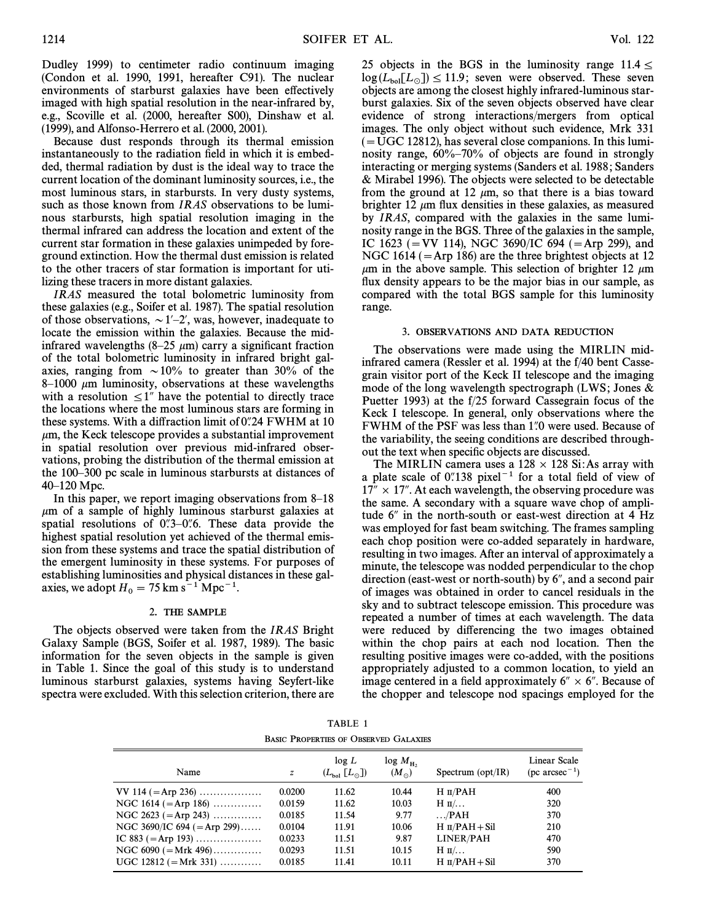Dudley 1999) to centimeter radio continuum imaging (Condon et al. 1990, 1991, hereafter C91). The nuclear environments of starburst galaxies have been effectively imaged with high spatial resolution in the near-infrared by, e.g., Scoville et al. (2000, hereafter S00), Dinshaw et al. (1999), and Alfonso-Herrero et al. (2000, 2001).

Because dust responds through its thermal emission instantaneously to the radiation field in which it is embedded, thermal radiation by dust is the ideal way to trace the current location of the dominant luminosity sources, i.e., the most luminous stars, in starbursts. In very dusty systems, such as those known from *IRAS* observations to be luminous starbursts, high spatial resolution imaging in the thermal infrared can address the location and extent of the current star formation in these galaxies unimpeded by foreground extinction. How the thermal dust emission is related to the other tracers of star formation is important for utilizing these tracers in more distant galaxies.

*IRAS* measured the total bolometric luminosity from these galaxies (e.g., Soifer et al. 1987). The spatial resolution of those observations, $\sim 1'$–$2'$, was, however, inadequate to locate the emission within the galaxies. Because the mid-infrared wavelengths (8–25 $\mu$m) carry a significant fraction of the total bolometric luminosity in infrared bright galaxies, ranging from $\sim 10\%$ to greater than 30% of the 8–1000 $\mu$m luminosity, observations at these wavelengths with a resolution $\leq 1''$ have the potential to directly trace the locations where the most luminous stars are forming in these systems. With a diffraction limit of $0\farcs24$ FWHM at 10 $\mu$m, the Keck telescope provides a substantial improvement in spatial resolution over previous mid-infrared observations, probing the distribution of the thermal emission at the 100–300 pc scale in luminous starbursts at distances of 40–120 Mpc.

In this paper, we report imaging observations from 8–18 $\mu$m of a sample of highly luminous starburst galaxies at spatial resolutions of $0\farcs3$–$0\farcs6$. These data provide the highest spatial resolution yet achieved of the thermal emission from these systems and trace the spatial distribution of the emergent luminosity in these systems. For purposes of establishing luminosities and physical distances in these galaxies, we adopt $H_0 = 75$ km s$^{-1}$ Mpc$^{-1}$.

## 2. THE SAMPLE

The objects observed were taken from the *IRAS* Bright Galaxy Sample (BGS, Soifer et al. 1987, 1989). The basic information for the seven objects in the sample is given in Table 1. Since the goal of this study is to understand luminous starburst galaxies, systems having Seyfert-like spectra were excluded. With this selection criterion, there are 25 objects in the BGS in the luminosity range $11.4 \leq \log(L_{\rm bol}[L_\odot]) \leq 11.9$; seven were observed. These seven objects are among the closest highly infrared-luminous starburst galaxies. Six of the seven objects observed have clear evidence of strong interactions/mergers from optical images. The only object without such evidence, Mrk 331 (=UGC 12812), has several close companions. In this luminosity range, 60%–70% of objects are found in strongly interacting or merging systems (Sanders et al. 1988; Sanders & Mirabel 1996). The objects were selected to be detectable from the ground at 12 $\mu$m, so that there is a bias toward brighter 12 $\mu$m flux densities in these galaxies, as measured by *IRAS*, compared with the galaxies in the same luminosity range in the BGS. Three of the galaxies in the sample, IC 1623 (=VV 114), NGC 3690/IC 694 (=Arp 299), and NGC 1614 (=Arp 186) are the three brightest objects at 12 $\mu$m in the above sample. This selection of brighter 12 $\mu$m flux density appears to be the major bias in our sample, as compared with the total BGS sample for this luminosity range.

## 3. OBSERVATIONS AND DATA REDUCTION

The observations were made using the MIRLIN mid-infrared camera (Ressler et al. 1994) at the f/40 bent Cassegrain visitor port of the Keck II telescope and the imaging mode of the long wavelength spectrograph (LWS; Jones & Puetter 1993) at the f/25 forward Cassegrain focus of the Keck I telescope. In general, only observations where the FWHM of the PSF was less than $1\farcs0$ were used. Because of the variability, the seeing conditions are described throughout the text when specific objects are discussed.

The MIRLIN camera uses a $128 \times 128$ Si:As array with a plate scale of $0\farcs138$ pixel$^{-1}$ for a total field of view of $17'' \times 17''$. At each wavelength, the observing procedure was the same. A secondary with a square wave chop of amplitude $6''$ in the north-south or east-west direction at 4 Hz was employed for fast beam switching. The frames sampling each chop position were co-added separately in hardware, resulting in two images. After an interval of approximately a minute, the telescope was nodded perpendicular to the chop direction (east-west or north-south) by $6''$, and a second pair of images was obtained in order to cancel residuals in the sky and to subtract telescope emission. This procedure was repeated a number of times at each wavelength. The data were reduced by differencing the two images obtained within the chop pairs at each nod location. Then the resulting positive images were co-added, with the positions appropriately adjusted to a common location, to yield an image centered in a field approximately $6'' \times 6''$. Because of the chopper and telescope nod spacings employed for the

TABLE 1

BASIC PROPERTIES OF OBSERVED GALAXIES

| Name | $z$ | $\log L$ ($L_{\rm bol}$ [$L_\odot$]) | $\log M_{\rm H_2}$ ($M_\odot$) | Spectrum (opt/IR) | Linear Scale (pc arcsec$^{-1}$) |
|---|---|---|---|---|---|
| VV 114 (=Arp 236) | 0.0200 | 11.62 | 10.44 | H II/PAH | 400 |
| NGC 1614 (=Arp 186) | 0.0159 | 11.62 | 10.03 | H II/... | 320 |
| NGC 2623 (=Arp 243) | 0.0185 | 11.54 | 9.77 | .../PAH | 370 |
| NGC 3690/IC 694 (=Arp 299) | 0.0104 | 11.91 | 10.06 | H II/PAH+Sil | 210 |
| IC 883 (=Arp 193) | 0.0233 | 11.51 | 9.87 | LINER/PAH | 470 |
| NGC 6090 (=Mrk 496) | 0.0293 | 11.51 | 10.15 | H II/... | 590 |
| UGC 12812 (=Mrk 331) | 0.0185 | 11.41 | 10.11 | H II/PAH+Sil | 370 |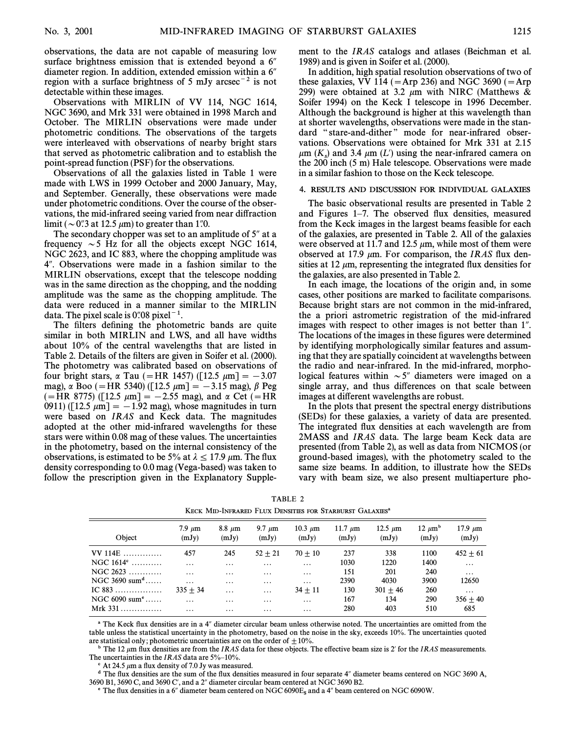observations, the data are not capable of measuring low surface brightness emission that is extended beyond a 6″ diameter region. In addition, extended emission within a 6″ region with a surface brightness of 5 mJy arcsec$^{-2}$ is not detectable within these images.

Observations with MIRLIN of VV 114, NGC 1614, NGC 3690, and Mrk 331 were obtained in 1998 March and October. The MIRLIN observations were made under photometric conditions. The observations of the targets were interleaved with observations of nearby bright stars that served as photometric calibration and to establish the point-spread function (PSF) for the observations.

Observations of all the galaxies listed in Table 1 were made with LWS in 1999 October and 2000 January, May, and September. Generally, these observations were made under photometric conditions. Over the course of the observations, the mid-infrared seeing varied from near diffraction limit ($\sim$0″.3 at 12.5 μm) to greater than 1″.0.

The secondary chopper was set to an amplitude of 5″ at a frequency $\sim$5 Hz for all the objects except NGC 1614, NGC 2623, and IC 883, where the chopping amplitude was 4″. Observations were made in a fashion similar to the MIRLIN observations, except that the telescope nodding was in the same direction as the chopping, and the nodding amplitude was the same as the chopping amplitude. The data were reduced in a manner similar to the MIRLIN data. The pixel scale is 0″.08 pixel$^{-1}$.

The filters defining the photometric bands are quite similar in both MIRLIN and LWS, and all have widths about 10% of the central wavelengths that are listed in Table 2. Details of the filters are given in Soifer et al. (2000). The photometry was calibrated based on observations of four bright stars, α Tau (=HR 1457) ([12.5 μm] = −3.07 mag), α Boo (=HR 5340) ([12.5 μm] = −3.15 mag), β Peg (=HR 8775) ([12.5 μm] = −2.55 mag), and α Cet (=HR 0911) ([12.5 μm] = −1.92 mag), whose magnitudes in turn were based on *IRAS* and Keck data. The magnitudes adopted at the other mid-infrared wavelengths for these stars were within 0.08 mag of these values. The uncertainties in the photometry, based on the internal consistency of the observations, is estimated to be 5% at $\lambda \leq 17.9$ μm. The flux density corresponding to 0.0 mag (Vega-based) was taken to follow the prescription given in the Explanatory Supplement to the *IRAS* catalogs and atlases (Beichman et al. 1989) and is given in Soifer et al. (2000).

In addition, high spatial resolution observations of two of these galaxies, VV 114 (=Arp 236) and NGC 3690 (=Arp 299) were obtained at 3.2 μm with NIRC (Matthews & Soifer 1994) on the Keck I telescope in 1996 December. Although the background is higher at this wavelength than at shorter wavelengths, observations were made in the standard "stare-and-dither" mode for near-infrared observations. Observations were obtained for Mrk 331 at 2.15 μm ($K_s$) and 3.4 μm ($L'$) using the near-infrared camera on the 200 inch (5 m) Hale telescope. Observations were made in a similar fashion to those on the Keck telescope.

## 4. RESULTS AND DISCUSSION FOR INDIVIDUAL GALAXIES

The basic observational results are presented in Table 2 and Figures 1–7. The observed flux densities, measured from the Keck images in the largest beams feasible for each of the galaxies, are presented in Table 2. All of the galaxies were observed at 11.7 and 12.5 μm, while most of them were observed at 17.9 μm. For comparison, the *IRAS* flux densities at 12 μm, representing the integrated flux densities for the galaxies, are also presented in Table 2.

In each image, the locations of the origin and, in some cases, other positions are marked to facilitate comparisons. Because bright stars are not common in the mid-infrared, the a priori astrometric registration of the mid-infrared images with respect to other images is not better than 1″. The locations of the images in these figures were determined by identifying morphologically similar features and assuming that they are spatially coincident at wavelengths between the radio and near-infrared. In the mid-infrared, morphological features within $\sim$5″ diameters were imaged on a single array, and thus differences on that scale between images at different wavelengths are robust.

In the plots that present the spectral energy distributions (SEDs) for these galaxies, a variety of data are presented. The integrated flux densities at each wavelength are from 2MASS and *IRAS* data. The large beam Keck data are presented (from Table 2), as well as data from NICMOS (or ground-based images), with the photometry scaled to the same size beams. In addition, to illustrate how the SEDs vary with beam size, we also present multiaperture pho-

TABLE 2
KECK MID-INFRARED FLUX DENSITIES FOR STARBURST GALAXIES[a]

| Object | 7.9 μm (mJy) | 8.8 μm (mJy) | 9.7 μm (mJy) | 10.3 μm (mJy) | 11.7 μm (mJy) | 12.5 μm (mJy) | 12 μm[b] (mJy) | 17.9 μm (mJy) |
|---|---|---|---|---|---|---|---|---|
| VV 114E | 457 | 245 | 52 ± 21 | 70 ± 10 | 237 | 338 | 1100 | 452 ± 61 |
| NGC 1614[c] | ... | ... | ... | ... | 1030 | 1220 | 1400 | ... |
| NGC 2623 | ... | ... | ... | ... | 151 | 201 | 240 | ... |
| NGC 3690 sum[d] | ... | ... | ... | ... | 2390 | 4030 | 3900 | 12650 |
| IC 883 | 335 ± 34 | ... | ... | 34 ± 11 | 130 | 301 ± 46 | 260 | ... |
| NGC 6090 sum[e] | ... | ... | ... | ... | 167 | 134 | 290 | 356 ± 40 |
| Mrk 331 | ... | ... | ... | ... | 280 | 403 | 510 | 685 |

[a] The Keck flux densities are in a 4″ diameter circular beam unless otherwise noted. The uncertainties are omitted from the table unless the statistical uncertainty in the photometry, based on the noise in the sky, exceeds 10%. The uncertainties quoted are statistical only; photometric uncertainties are on the order of ±10%.

[b] The 12 μm flux densities are from the *IRAS* data for these objects. The effective beam size is 2′ for the *IRAS* measurements. The uncertainties in the *IRAS* data are 5%–10%.

[c] At 24.5 μm a flux density of 7.0 Jy was measured.

[d] The flux densities are the sum of the flux densities measured in four separate 4″ diameter beams centered on NGC 3690 A, 3690 B1, 3690 C, and 3690 C′, and a 2″ diameter circular beam centered at NGC 3690 B2.

[e] The flux densities in a 6″ diameter beam centered on NGC 6090E$_S$ and a 4″ beam centered on NGC 6090W.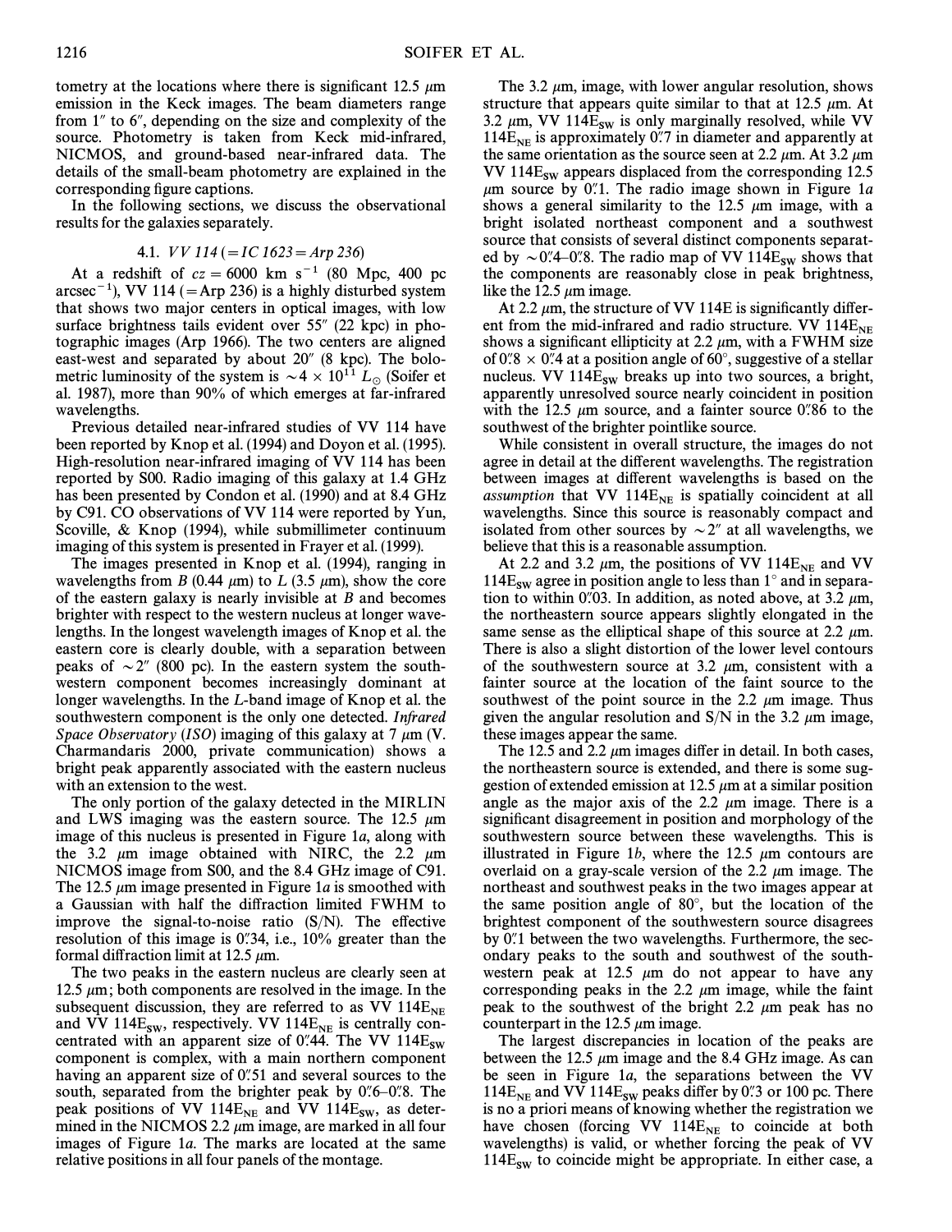tometry at the locations where there is significant 12.5 μm emission in the Keck images. The beam diameters range from 1″ to 6″, depending on the size and complexity of the source. Photometry is taken from Keck mid-infrared, NICMOS, and ground-based near-infrared data. The details of the small-beam photometry are explained in the corresponding figure captions.

In the following sections, we discuss the observational results for the galaxies separately.

### 4.1. *VV 114 (=IC 1623=Arp 236)*

At a redshift of $cz = 6000$ km s$^{-1}$ (80 Mpc, 400 pc arcsec$^{-1}$), VV 114 (=Arp 236) is a highly disturbed system that shows two major centers in optical images, with low surface brightness tails evident over 55″ (22 kpc) in photographic images (Arp 1966). The two centers are aligned east-west and separated by about 20″ (8 kpc). The bolometric luminosity of the system is $\sim 4 \times 10^{11}$ $L_\odot$ (Soifer et al. 1987), more than 90% of which emerges at far-infrared wavelengths.

Previous detailed near-infrared studies of VV 114 have been reported by Knop et al. (1994) and Doyon et al. (1995). High-resolution near-infrared imaging of VV 114 has been reported by S00. Radio imaging of this galaxy at 1.4 GHz has been presented by Condon et al. (1990) and at 8.4 GHz by C91. CO observations of VV 114 were reported by Yun, Scoville, & Knop (1994), while submillimeter continuum imaging of this system is presented in Frayer et al. (1999).

The images presented in Knop et al. (1994), ranging in wavelengths from *B* (0.44 μm) to *L* (3.5 μm), show the core of the eastern galaxy is nearly invisible at *B* and becomes brighter with respect to the western nucleus at longer wavelengths. In the longest wavelength images of Knop et al. the eastern core is clearly double, with a separation between peaks of ~2″ (800 pc). In the eastern system the southwestern component becomes increasingly dominant at longer wavelengths. In the *L*-band image of Knop et al. the southwestern component is the only one detected. *Infrared Space Observatory* (*ISO*) imaging of this galaxy at 7 μm (V. Charmandaris 2000, private communication) shows a bright peak apparently associated with the eastern nucleus with an extension to the west.

The only portion of the galaxy detected in the MIRLIN and LWS imaging was the eastern source. The 12.5 μm image of this nucleus is presented in Figure 1*a*, along with the 3.2 μm image obtained with NIRC, the 2.2 μm NICMOS image from S00, and the 8.4 GHz image of C91. The 12.5 μm image presented in Figure 1*a* is smoothed with a Gaussian with half the diffraction limited FWHM to improve the signal-to-noise ratio (S/N). The effective resolution of this image is 0″.34, i.e., 10% greater than the formal diffraction limit at 12.5 μm.

The two peaks in the eastern nucleus are clearly seen at 12.5 μm; both components are resolved in the image. In the subsequent discussion, they are referred to as VV 114$\mathrm{E_{NE}}$ and VV 114$\mathrm{E_{SW}}$, respectively. VV 114$\mathrm{E_{NE}}$ is centrally concentrated with an apparent size of 0″.44. The VV 114$\mathrm{E_{SW}}$ component is complex, with a main northern component having an apparent size of 0″.51 and several sources to the south, separated from the brighter peak by 0″.6–0″.8. The peak positions of VV 114$\mathrm{E_{NE}}$ and VV 114$\mathrm{E_{SW}}$, as determined in the NICMOS 2.2 μm image, are marked in all four images of Figure 1*a*. The marks are located at the same relative positions in all four panels of the montage.

The 3.2 μm, image, with lower angular resolution, shows structure that appears quite similar to that at 12.5 μm. At 3.2 μm, VV 114$\mathrm{E_{SW}}$ is only marginally resolved, while VV 114$\mathrm{E_{NE}}$ is approximately 0″.7 in diameter and apparently at the same orientation as the source seen at 2.2 μm. At 3.2 μm VV 114$\mathrm{E_{SW}}$ appears displaced from the corresponding 12.5 μm source by 0″.1. The radio image shown in Figure 1*a* shows a general similarity to the 12.5 μm image, with a bright isolated northeast component and a southwest source that consists of several distinct components separated by ~0″.4–0″.8. The radio map of VV 114$\mathrm{E_{SW}}$ shows that the components are reasonably close in peak brightness, like the 12.5 μm image.

At 2.2 μm, the structure of VV 114E is significantly different from the mid-infrared and radio structure. VV 114$\mathrm{E_{NE}}$ shows a significant ellipticity at 2.2 μm, with a FWHM size of 0″.8 × 0″.4 at a position angle of 60°, suggestive of a stellar nucleus. VV 114$\mathrm{E_{SW}}$ breaks up into two sources, a bright, apparently unresolved source nearly coincident in position with the 12.5 μm source, and a fainter source 0″.86 to the southwest of the brighter pointlike source.

While consistent in overall structure, the images do not agree in detail at the different wavelengths. The registration between images at different wavelengths is based on the *assumption* that VV 114$\mathrm{E_{NE}}$ is spatially coincident at all wavelengths. Since this source is reasonably compact and isolated from other sources by ~2″ at all wavelengths, we believe that this is a reasonable assumption.

At 2.2 and 3.2 μm, the positions of VV 114$\mathrm{E_{NE}}$ and VV 114$\mathrm{E_{SW}}$ agree in position angle to less than 1° and in separation to within 0″.03. In addition, as noted above, at 3.2 μm, the northeastern source appears slightly elongated in the same sense as the elliptical shape of this source at 2.2 μm. There is also a slight distortion of the lower level contours of the southwestern source at 3.2 μm, consistent with a fainter source at the location of the faint source to the southwest of the point source in the 2.2 μm image. Thus given the angular resolution and S/N in the 3.2 μm image, these images appear the same.

The 12.5 and 2.2 μm images differ in detail. In both cases, the northeastern source is extended, and there is some suggestion of extended emission at 12.5 μm at a similar position angle as the major axis of the 2.2 μm image. There is a significant disagreement in position and morphology of the southwestern source between these wavelengths. This is illustrated in Figure 1*b*, where the 12.5 μm contours are overlaid on a gray-scale version of the 2.2 μm image. The northeast and southwest peaks in the two images appear at the same position angle of 80°, but the location of the brightest component of the southwestern source disagrees by 0″.1 between the two wavelengths. Furthermore, the secondary peaks to the south and southwest of the southwestern peak at 12.5 μm do not appear to have any corresponding peaks in the 2.2 μm image, while the faint peak to the southwest of the bright 2.2 μm peak has no counterpart in the 12.5 μm image.

The largest discrepancies in location of the peaks are between the 12.5 μm image and the 8.4 GHz image. As can be seen in Figure 1*a*, the separations between the VV 114$\mathrm{E_{NE}}$ and VV 114$\mathrm{E_{SW}}$ peaks differ by 0″.3 or 100 pc. There is no a priori means of knowing whether the registration we have chosen (forcing VV 114$\mathrm{E_{NE}}$ to coincide at both wavelengths) is valid, or whether forcing the peak of VV 114$\mathrm{E_{SW}}$ to coincide might be appropriate. In either case, a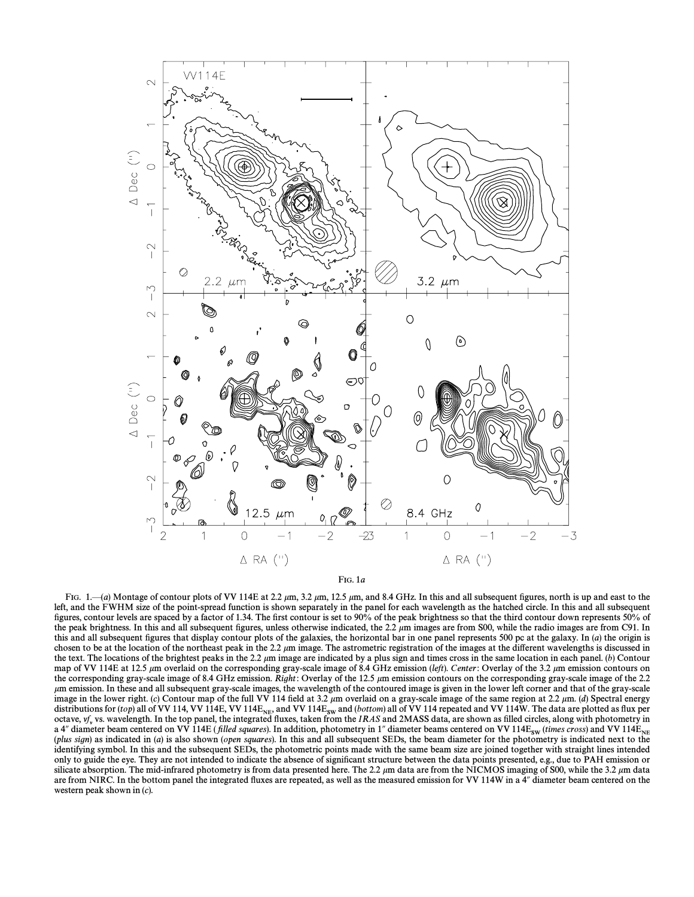Fig. 1*a*

Fig. 1.—(*a*) Montage of contour plots of VV 114E at 2.2 μm, 3.2 μm, 12.5 μm, and 8.4 GHz. In this and all subsequent figures, north is up and east to the left, and the FWHM size of the point-spread function is shown separately in the panel for each wavelength as the hatched circle. In this and all subsequent figures, contour levels are spaced by a factor of 1.34. The first contour is set to 90% of the peak brightness so that the third contour down represents 50% of the peak brightness. In this and all subsequent figures, unless otherwise indicated, the 2.2 μm images are from S00, while the radio images are from C91. In this and all subsequent figures that display contour plots of the galaxies, the horizontal bar in one panel represents 500 pc at the galaxy. In (*a*) the origin is chosen to be at the location of the northeast peak in the 2.2 μm image. The astrometric registration of the images at the different wavelengths is discussed in the text. The locations of the brightest peaks in the 2.2 μm image are indicated by a plus sign and times cross in the same location in each panel. (*b*) Contour map of VV 114E at 12.5 μm overlaid on the corresponding gray-scale image of 8.4 GHz emission (*left*). *Center*: Overlay of the 3.2 μm emission contours on the corresponding gray-scale image of 8.4 GHz emission. *Right*: Overlay of the 12.5 μm emission contours on the corresponding gray-scale image of the 2.2 μm emission. In these and all subsequent gray-scale images, the wavelength of the contoured image is given in the lower left corner and that of the gray-scale image in the lower right. (*c*) Contour map of the full VV 114 field at 3.2 μm overlaid on a gray-scale image of the same region at 2.2 μm. (*d*) Spectral energy distributions for (*top*) all of VV 114, VV 114E, VV 114E$_{NE}$, and VV 114E$_{SW}$ and (*bottom*) all of VV 114 repeated and VV 114W. The data are plotted as flux per octave, $\nu f_\nu$ vs. wavelength. In the top panel, the integrated fluxes, taken from the *IRAS* and 2MASS data, are shown as filled circles, along with photometry in a 4″ diameter beam centered on VV 114E (*filled squares*). In addition, photometry in 1″ diameter beams centered on VV 114E$_{SW}$ (*times cross*) and VV 114E$_{NE}$ (*plus sign*) as indicated in (*a*) is also shown (*open squares*). In this and all subsequent SEDs, the beam diameter for the photometry is indicated next to the identifying symbol. In this and the subsequent SEDs, the photometric points made with the same beam size are joined together with straight lines intended only to guide the eye. They are not intended to indicate the absence of significant structure between the data points presented, e.g., due to PAH emission or silicate absorption. The mid-infrared photometry is from data presented here. The 2.2 μm data are from the NICMOS imaging of S00, while the 3.2 μm data are from NIRC. In the bottom panel the integrated fluxes are repeated, as well as the measured emission for VV 114W in a 4″ diameter beam centered on the western peak shown in (*c*).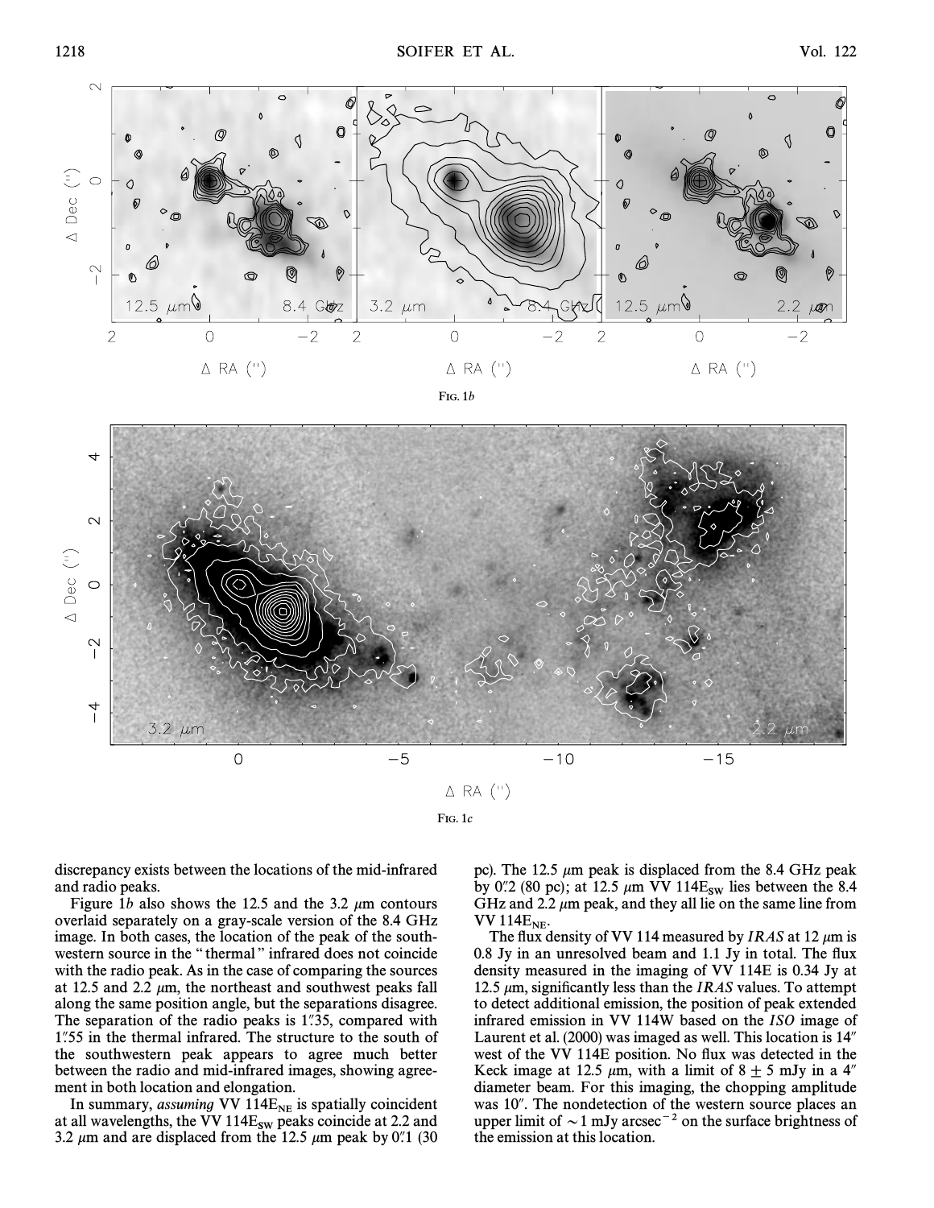Fig. 1*b*

Fig. 1*c*

discrepancy exists between the locations of the mid-infrared and radio peaks.

Figure 1*b* also shows the 12.5 and the 3.2 $\mu$m contours overlaid separately on a gray-scale version of the 8.4 GHz image. In both cases, the location of the peak of the southwestern source in the "thermal" infrared does not coincide with the radio peak. As in the case of comparing the sources at 12.5 and 2.2 $\mu$m, the northeast and southwest peaks fall along the same position angle, but the separations disagree. The separation of the radio peaks is 1″.35, compared with 1″.55 in the thermal infrared. The structure to the south of the southwestern peak appears to agree much better between the radio and mid-infrared images, showing agreement in both location and elongation.

In summary, *assuming* VV $114E_{NE}$ is spatially coincident at all wavelengths, the VV $114E_{SW}$ peaks coincide at 2.2 and 3.2 $\mu$m and are displaced from the 12.5 $\mu$m peak by 0″.1 (30 pc). The 12.5 $\mu$m peak is displaced from the 8.4 GHz peak by 0″.2 (80 pc); at 12.5 $\mu$m VV $114E_{SW}$ lies between the 8.4 GHz and 2.2 $\mu$m peak, and they all lie on the same line from VV $114E_{NE}$.

The flux density of VV 114 measured by *IRAS* at 12 $\mu$m is 0.8 Jy in an unresolved beam and 1.1 Jy in total. The flux density measured in the imaging of VV 114E is 0.34 Jy at 12.5 $\mu$m, significantly less than the *IRAS* values. To attempt to detect additional emission, the position of peak extended infrared emission in VV 114W based on the *ISO* image of Laurent et al. (2000) was imaged as well. This location is 14″ west of the VV 114E position. No flux was detected in the Keck image at 12.5 $\mu$m, with a limit of $8 \pm 5$ mJy in a 4″ diameter beam. For this imaging, the chopping amplitude was 10″. The nondetection of the western source places an upper limit of $\sim 1$ mJy arcsec$^{-2}$ on the surface brightness of the emission at this location.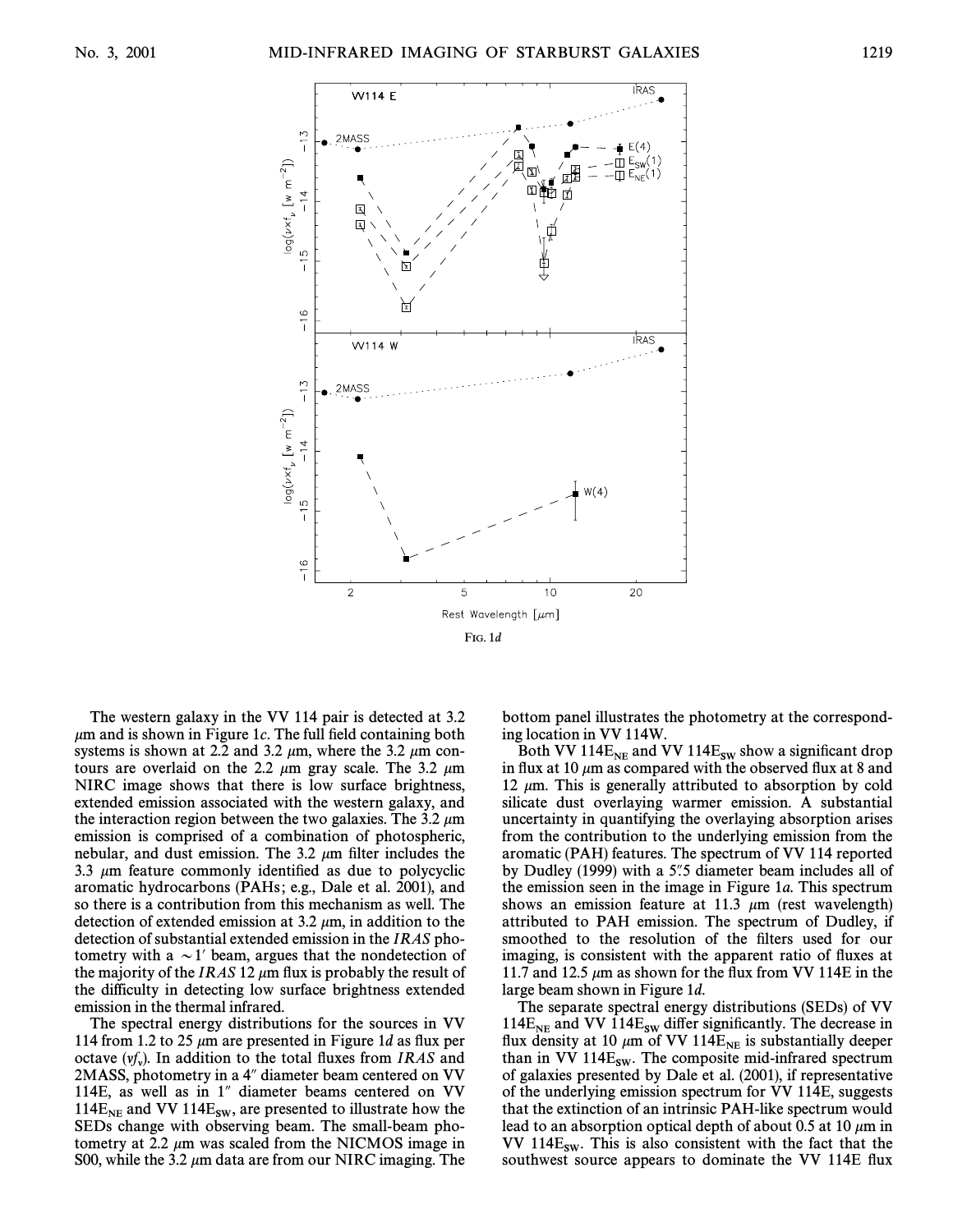FIG. 1d

The western galaxy in the VV 114 pair is detected at 3.2 μm and is shown in Figure 1c. The full field containing both systems is shown at 2.2 and 3.2 μm, where the 3.2 μm contours are overlaid on the 2.2 μm gray scale. The 3.2 μm NIRC image shows that there is low surface brightness, extended emission associated with the western galaxy, and the interaction region between the two galaxies. The 3.2 μm emission is comprised of a combination of photospheric, nebular, and dust emission. The 3.2 μm filter includes the 3.3 μm feature commonly identified as due to polycyclic aromatic hydrocarbons (PAHs; e.g., Dale et al. 2001), and so there is a contribution from this mechanism as well. The detection of extended emission at 3.2 μm, in addition to the detection of substantial extended emission in the *IRAS* photometry with a $\sim 1'$ beam, argues that the nondetection of the majority of the *IRAS* 12 μm flux is probably the result of the difficulty in detecting low surface brightness extended emission in the thermal infrared.

The spectral energy distributions for the sources in VV 114 from 1.2 to 25 μm are presented in Figure 1d as flux per octave ($\nu f_\nu$). In addition to the total fluxes from *IRAS* and 2MASS, photometry in a 4″ diameter beam centered on VV 114E, as well as in 1″ diameter beams centered on VV 114$E_{NE}$ and VV 114$E_{SW}$, are presented to illustrate how the SEDs change with observing beam. The small-beam photometry at 2.2 μm was scaled from the NICMOS image in S00, while the 3.2 μm data are from our NIRC imaging. The bottom panel illustrates the photometry at the corresponding location in VV 114W.

Both VV 114$E_{NE}$ and VV 114$E_{SW}$ show a significant drop in flux at 10 μm as compared with the observed flux at 8 and 12 μm. This is generally attributed to absorption by cold silicate dust overlaying warmer emission. A substantial uncertainty in quantifying the overlaying absorption arises from the contribution to the underlying emission from the aromatic (PAH) features. The spectrum of VV 114 reported by Dudley (1999) with a 5″.5 diameter beam includes all of the emission seen in the image in Figure 1a. This spectrum shows an emission feature at 11.3 μm (rest wavelength) attributed to PAH emission. The spectrum of Dudley, if smoothed to the resolution of the filters used for our imaging, is consistent with the apparent ratio of fluxes at 11.7 and 12.5 μm as shown for the flux from VV 114E in the large beam shown in Figure 1d.

The separate spectral energy distributions (SEDs) of VV 114$E_{NE}$ and VV 114$E_{SW}$ differ significantly. The decrease in flux density at 10 μm of VV 114$E_{NE}$ is substantially deeper than in VV 114$E_{SW}$. The composite mid-infrared spectrum of galaxies presented by Dale et al. (2001), if representative of the underlying emission spectrum for VV 114E, suggests that the extinction of an intrinsic PAH-like spectrum would lead to an absorption optical depth of about 0.5 at 10 μm in VV 114$E_{SW}$. This is also consistent with the fact that the southwest source appears to dominate the VV 114E flux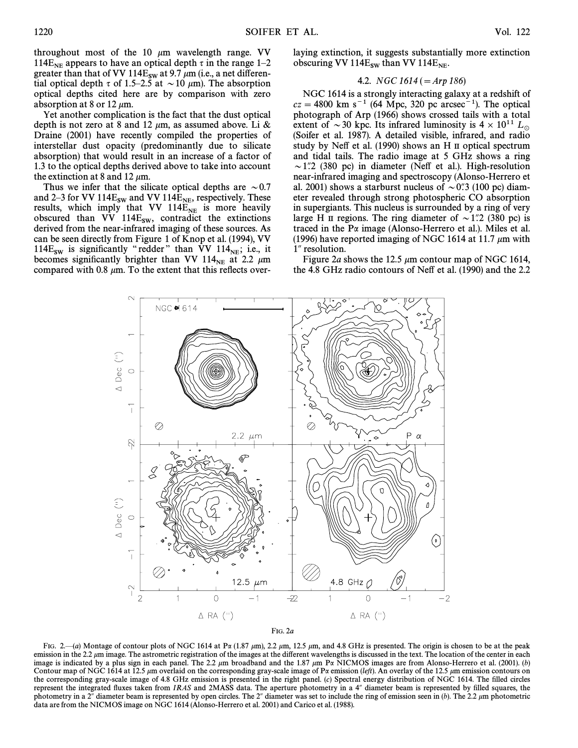throughout most of the 10 μm wavelength range. VV $114E_{NE}$ appears to have an optical depth $\tau$ in the range 1–2 greater than that of VV $114E_{SW}$ at 9.7 μm (i.e., a net differential optical depth $\tau$ of 1.5–2.5 at $\sim$10 μm). The absorption optical depths cited here are by comparison with zero absorption at 8 or 12 μm.

Yet another complication is the fact that the dust optical depth is not zero at 8 and 12 μm, as assumed above. Li & Draine (2001) have recently compiled the properties of interstellar dust opacity (predominantly due to silicate absorption) that would result in an increase of a factor of 1.3 to the optical depths derived above to take into account the extinction at 8 and 12 μm.

Thus we infer that the silicate optical depths are $\sim$0.7 and 2–3 for VV $114E_{SW}$ and VV $114E_{NE}$, respectively. These results, which imply that VV $114E_{NE}$ is more heavily obscured than VV $114E_{SW}$, contradict the extinctions derived from the near-infrared imaging of these sources. As can be seen directly from Figure 1 of Knop et al. (1994), VV $114E_{SW}$ is significantly "redder" than VV $114_{NE}$; i.e., it becomes significantly brighter than VV $114_{NE}$ at 2.2 μm compared with 0.8 μm. To the extent that this reflects overlaying extinction, it suggests substantially more extinction obscuring VV $114E_{SW}$ than VV $114E_{NE}$.

### 4.2. *NGC 1614 (= Arp 186)*

NGC 1614 is a strongly interacting galaxy at a redshift of $cz = 4800$ km s$^{-1}$ (64 Mpc, 320 pc arcsec$^{-1}$). The optical photograph of Arp (1966) shows crossed tails with a total extent of $\sim$30 kpc. Its infrared luminosity is $4 \times 10^{11}$ $L_\odot$ (Soifer et al. 1987). A detailed visible, infrared, and radio study by Neff et al. (1990) shows an H II optical spectrum and tidal tails. The radio image at 5 GHz shows a ring $\sim$1."2 (380 pc) in diameter (Neff et al.). High-resolution near-infrared imaging and spectroscopy (Alonso-Herrero et al. 2001) shows a starburst nucleus of $\sim$0."3 (100 pc) diameter revealed through strong photospheric CO absorption in supergiants. This nucleus is surrounded by a ring of very large H II regions. The ring diameter of $\sim$1."2 (380 pc) is traced in the Pα image (Alonso-Herrero et al.). Miles et al. (1996) have reported imaging of NGC 1614 at 11.7 μm with 1" resolution.

Figure 2*a* shows the 12.5 μm contour map of NGC 1614, the 4.8 GHz radio contours of Neff et al. (1990) and the 2.2

FIG. 2*a*

FIG. 2.—(*a*) Montage of contour plots of NGC 1614 at Pα (1.87 μm), 2.2 μm, 12.5 μm, and 4.8 GHz is presented. The origin is chosen to be at the peak emission in the 2.2 μm image. The astrometric registration of the images at the different wavelengths is discussed in the text. The location of the center in each image is indicated by a plus sign in each panel. The 2.2 μm broadband and the 1.87 μm Pα NICMOS images are from Alonso-Herrero et al. (2001). (*b*) Contour map of NGC 1614 at 12.5 μm overlaid on the corresponding gray-scale image of Pα emission (*left*). An overlay of the 12.5 μm emission contours on the corresponding gray-scale image of 4.8 GHz emission is presented in the right panel. (*c*) Spectral energy distribution of NGC 1614. The filled circles represent the integrated fluxes taken from *IRAS* and 2MASS data. The aperture photometry in a 4" diameter beam is represented by filled squares, the photometry in a 2" diameter beam is represented by open circles. The 2" diameter was set to include the ring of emission seen in (*b*). The 2.2 μm photometric data are from the NICMOS image on NGC 1614 (Alonso-Herrero et al. 2001) and Carico et al. (1988).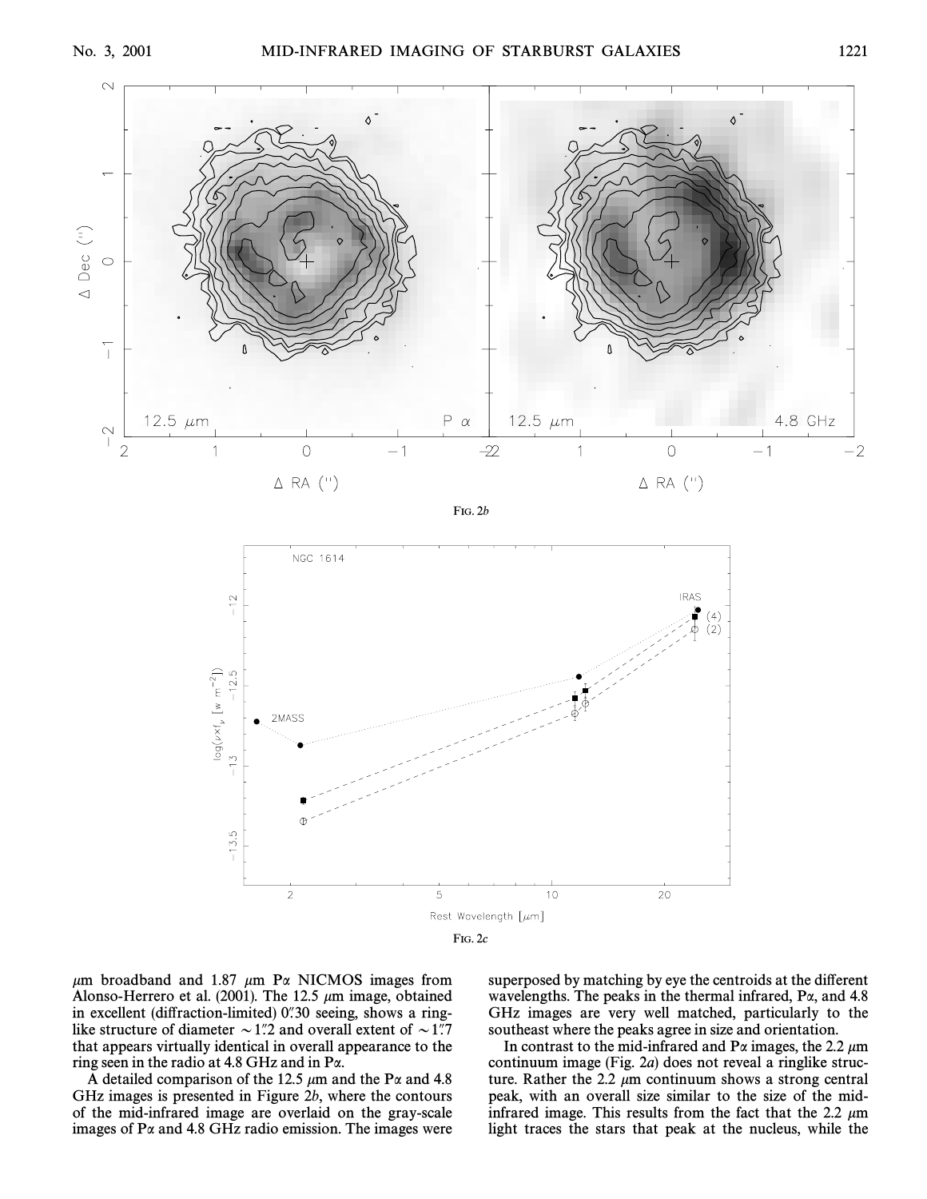FIG. 2*b*

FIG. 2*c*

μm broadband and 1.87 μm Pα NICMOS images from Alonso-Herrero et al. (2001). The 12.5 μm image, obtained in excellent (diffraction-limited) 0″.30 seeing, shows a ringlike structure of diameter ∼1″.2 and overall extent of ∼1″.7 that appears virtually identical in overall appearance to the ring seen in the radio at 4.8 GHz and in Pα.

A detailed comparison of the 12.5 μm and the Pα and 4.8 GHz images is presented in Figure 2*b*, where the contours of the mid-infrared image are overlaid on the gray-scale images of Pα and 4.8 GHz radio emission. The images were superposed by matching by eye the centroids at the different wavelengths. The peaks in the thermal infrared, Pα, and 4.8 GHz images are very well matched, particularly to the southeast where the peaks agree in size and orientation.

In contrast to the mid-infrared and Pα images, the 2.2 μm continuum image (Fig. 2*a*) does not reveal a ringlike structure. Rather the 2.2 μm continuum shows a strong central peak, with an overall size similar to the size of the mid-infrared image. This results from the fact that the 2.2 μm light traces the stars that peak at the nucleus, while the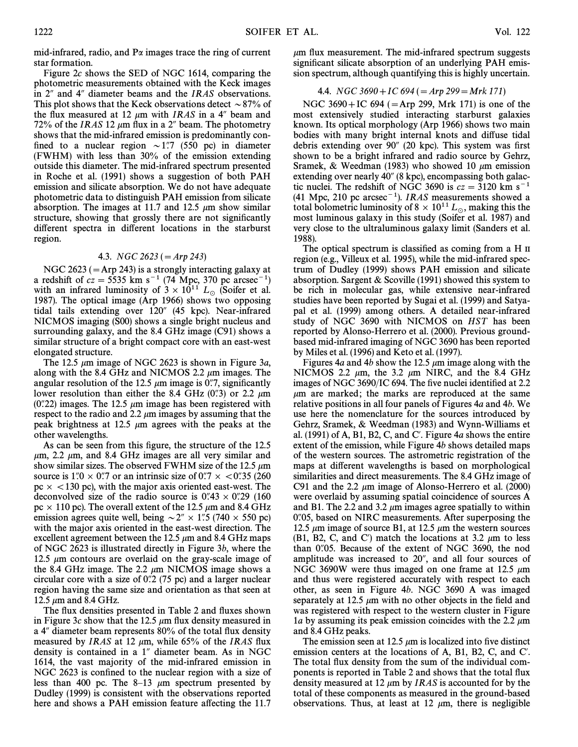mid-infrared, radio, and Pα images trace the ring of current star formation.

Figure 2*c* shows the SED of NGC 1614, comparing the photometric measurements obtained with the Keck images in 2″ and 4″ diameter beams and the *IRAS* observations. This plot shows that the Keck observations detect ∼87% of the flux measured at 12 μm with *IRAS* in a 4″ beam and 72% of the *IRAS* 12 μm flux in a 2″ beam. The photometry shows that the mid-infrared emission is predominantly confined to a nuclear region ∼1″.7 (550 pc) in diameter (FWHM) with less than 30% of the emission extending outside this diameter. The mid-infrared spectrum presented in Roche et al. (1991) shows a suggestion of both PAH emission and silicate absorption. We do not have adequate photometric data to distinguish PAH emission from silicate absorption. The images at 11.7 and 12.5 μm show similar structure, showing that grossly there are not significantly different spectra in different locations in the starburst region.

### 4.3. *NGC 2623* (= *Arp 243*)

NGC 2623 (= Arp 243) is a strongly interacting galaxy at a redshift of $cz = 5535$ km s$^{-1}$ (74 Mpc, 370 pc arcsec$^{-1}$) with an infrared luminosity of $3 \times 10^{11}$ $L_{\odot}$ (Soifer et al. 1987). The optical image (Arp 1966) shows two opposing tidal tails extending over 120″ (45 kpc). Near-infrared NICMOS imaging (S00) shows a single bright nucleus and surrounding galaxy, and the 8.4 GHz image (C91) shows a similar structure of a bright compact core with an east-west elongated structure.

The 12.5 μm image of NGC 2623 is shown in Figure 3*a*, along with the 8.4 GHz and NICMOS 2.2 μm images. The angular resolution of the 12.5 μm image is 0″.7, significantly lower resolution than either the 8.4 GHz (0″.3) or 2.2 μm (0″.22) images. The 12.5 μm image has been registered with respect to the radio and 2.2 μm images by assuming that the peak brightness at 12.5 μm agrees with the peaks at the other wavelengths.

As can be seen from this figure, the structure of the 12.5 μm, 2.2 μm, and 8.4 GHz images are all very similar and show similar sizes. The observed FWHM size of the 12.5 μm source is 1″.0 × 0″.7 or an intrinsic size of 0″.7 × <0″.35 (260 pc × <130 pc), with the major axis oriented east-west. The deconvolved size of the radio source is 0″.43 × 0″.29 (160 pc × 110 pc). The overall extent of the 12.5 μm and 8.4 GHz emission agrees quite well, being ∼2″ × 1″.5 (740 × 550 pc) with the major axis oriented in the east-west direction. The excellent agreement between the 12.5 μm and 8.4 GHz maps of NGC 2623 is illustrated directly in Figure 3*b*, where the 12.5 μm contours are overlaid on the gray-scale image of the 8.4 GHz image. The 2.2 μm NICMOS image shows a circular core with a size of 0″.2 (75 pc) and a larger nuclear region having the same size and orientation as that seen at 12.5 μm and 8.4 GHz.

The flux densities presented in Table 2 and fluxes shown in Figure 3*c* show that the 12.5 μm flux density measured in a 4″ diameter beam represents 80% of the total flux density measured by *IRAS* at 12 μm, while 65% of the *IRAS* flux density is contained in a 1″ diameter beam. As in NGC 1614, the vast majority of the mid-infrared emission in NGC 2623 is confined to the nuclear region with a size of less than 400 pc. The 8–13 μm spectrum presented by Dudley (1999) is consistent with the observations reported here and shows a PAH emission feature affecting the 11.7 μm flux measurement. The mid-infrared spectrum suggests significant silicate absorption of an underlying PAH emission spectrum, although quantifying this is highly uncertain.

### 4.4. *NGC 3690 + IC 694* (= *Arp 299* = *Mrk 171*)

NGC 3690 + IC 694 (= Arp 299, Mrk 171) is one of the most extensively studied interacting starburst galaxies known. Its optical morphology (Arp 1966) shows two main bodies with many bright internal knots and diffuse tidal debris extending over 90″ (20 kpc). This system was first shown to be a bright infrared and radio source by Gehrz, Sramek, & Weedman (1983) who showed 10 μm emission extending over nearly 40″ (8 kpc), encompassing both galactic nuclei. The redshift of NGC 3690 is $cz = 3120$ km s$^{-1}$ (41 Mpc, 210 pc arcsec$^{-1}$). *IRAS* measurements showed a total bolometric luminosity of $8 \times 10^{11}$ $L_{\odot}$, making this the most luminous galaxy in this study (Soifer et al. 1987) and very close to the ultraluminous galaxy limit (Sanders et al. 1988).

The optical spectrum is classified as coming from a H II region (e.g., Villeux et al. 1995), while the mid-infrared spectrum of Dudley (1999) shows PAH emission and silicate absorption. Sargent & Scoville (1991) showed this system to be rich in molecular gas, while extensive near-infrared studies have been reported by Sugai et al. (1999) and Satyapal et al. (1999) among others. A detailed near-infrared study of NGC 3690 with NICMOS on *HST* has been reported by Alonso-Herrero et al. (2000). Previous ground-based mid-infrared imaging of NGC 3690 has been reported by Miles et al. (1996) and Keto et al. (1997).

Figures 4*a* and 4*b* show the 12.5 μm image along with the NICMOS 2.2 μm, the 3.2 μm NIRC, and the 8.4 GHz images of NGC 3690/IC 694. The five nuclei identified at 2.2 μm are marked; the marks are reproduced at the same relative positions in all four panels of Figures 4*a* and 4*b*. We use here the nomenclature for the sources introduced by Gehrz, Sramek, & Weedman (1983) and Wynn-Williams et al. (1991) of A, B1, B2, C, and C′. Figure 4*a* shows the entire extent of the emission, while Figure 4*b* shows detailed maps of the western sources. The astrometric registration of the maps at different wavelengths is based on morphological similarities and direct measurements. The 8.4 GHz image of C91 and the 2.2 μm image of Alonso-Herrero et al. (2000) were overlaid by assuming spatial coincidence of sources A and B1. The 2.2 and 3.2 μm images agree spatially to within 0″.05, based on NIRC measurements. After superposing the 12.5 μm image of source B1, at 12.5 μm the western sources (B1, B2, C, and C′) match the locations at 3.2 μm to less than 0″.05. Because of the extent of NGC 3690, the nod amplitude was increased to 20″, and all four sources of NGC 3690W were thus imaged on one frame at 12.5 μm and thus were registered accurately with respect to each other, as seen in Figure 4*b*. NGC 3690 A was imaged separately at 12.5 μm with no other objects in the field and was registered with respect to the western cluster in Figure 1*a* by assuming its peak emission coincides with the 2.2 μm and 8.4 GHz peaks.

The emission seen at 12.5 μm is localized into five distinct emission centers at the locations of A, B1, B2, C, and C′. The total flux density from the sum of the individual components is reported in Table 2 and shows that the total flux density measured at 12 μm by *IRAS* is accounted for by the total of these components as measured in the ground-based observations. Thus, at least at 12 μm, there is negligible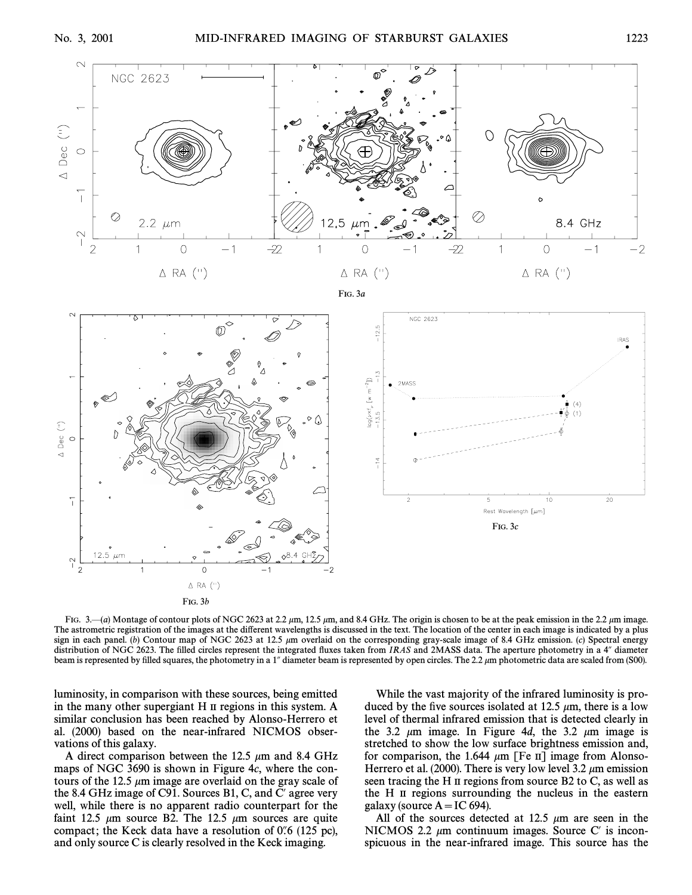Fig. 3a

Fig. 3b

Fig. 3c

Fig. 3.—(a) Montage of contour plots of NGC 2623 at 2.2 $\mu$m, 12.5 $\mu$m, and 8.4 GHz. The origin is chosen to be at the peak emission in the 2.2 $\mu$m image. The astrometric registration of the images at the different wavelengths is discussed in the text. The location of the center in each image is indicated by a plus sign in each panel. (b) Contour map of NGC 2623 at 12.5 $\mu$m overlaid on the corresponding gray-scale image of 8.4 GHz emission. (c) Spectral energy distribution of NGC 2623. The filled circles represent the integrated fluxes taken from *IRAS* and 2MASS data. The aperture photometry in a 4″ diameter beam is represented by filled squares, the photometry in a 1″ diameter beam is represented by open circles. The 2.2 $\mu$m photometric data are scaled from (S00).

luminosity, in comparison with these sources, being emitted in the many other supergiant H II regions in this system. A similar conclusion has been reached by Alonso-Herrero et al. (2000) based on the near-infrared NICMOS observations of this galaxy.

A direct comparison between the 12.5 $\mu$m and 8.4 GHz maps of NGC 3690 is shown in Figure 4c, where the contours of the 12.5 $\mu$m image are overlaid on the gray scale of the 8.4 GHz image of C91. Sources B1, C, and C′ agree very well, while there is no apparent radio counterpart for the faint 12.5 $\mu$m source B2. The 12.5 $\mu$m sources are quite compact; the Keck data have a resolution of 0″.6 (125 pc), and only source C is clearly resolved in the Keck imaging.

While the vast majority of the infrared luminosity is produced by the five sources isolated at 12.5 $\mu$m, there is a low level of thermal infrared emission that is detected clearly in the 3.2 $\mu$m image. In Figure 4d, the 3.2 $\mu$m image is stretched to show the low surface brightness emission and, for comparison, the 1.644 $\mu$m [Fe II] image from Alonso-Herrero et al. (2000). There is very low level 3.2 $\mu$m emission seen tracing the H II regions from source B2 to C, as well as the H II regions surrounding the nucleus in the eastern galaxy (source A = IC 694).

All of the sources detected at 12.5 $\mu$m are seen in the NICMOS 2.2 $\mu$m continuum images. Source C′ is inconspicuous in the near-infrared image. This source has the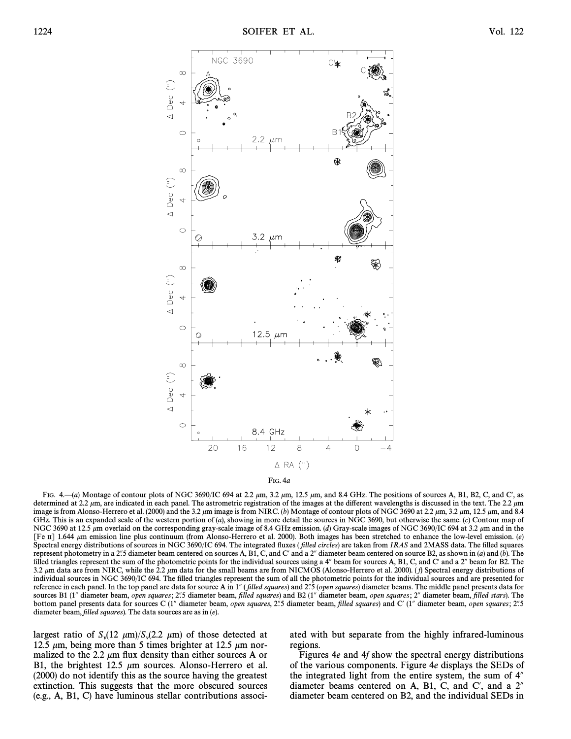Fig. 4a

Fig. 4.—(*a*) Montage of contour plots of NGC 3690/IC 694 at 2.2 $\mu$m, 3.2 $\mu$m, 12.5 $\mu$m, and 8.4 GHz. The positions of sources A, B1, B2, C, and C′, as determined at 2.2 $\mu$m, are indicated in each panel. The astrometric registration of the images at the different wavelengths is discussed in the text. The 2.2 $\mu$m image is from Alonso-Herrero et al. (2000) and the 3.2 $\mu$m image is from NIRC. (*b*) Montage of contour plots of NGC 3690 at 2.2 $\mu$m, 3.2 $\mu$m, 12.5 $\mu$m, and 8.4 GHz. This is an expanded scale of the western portion of (*a*), showing in more detail the sources in NGC 3690, but otherwise the same. (*c*) Contour map of NGC 3690 at 12.5 $\mu$m overlaid on the corresponding gray-scale image of 8.4 GHz emission. (*d*) Gray-scale images of NGC 3690/IC 694 at 3.2 $\mu$m and in the [Fe II] 1.644 $\mu$m emission line plus continuum (from Alonso-Herrero et al. 2000). Both images has been stretched to enhance the low-level emission. (*e*) Spectral energy distributions of sources in NGC 3690/IC 694. The integrated fluxes (*filled circles*) are taken from *IRAS* and 2MASS data. The filled squares represent photometry in a 2″.5 diameter beam centered on sources A, B1, C, and C′ and a 2″ diameter beam centered on source B2, as shown in (*a*) and (*b*). The filled triangles represent the sum of the photometric points for the individual sources using a 4″ beam for sources A, B1, C, and C′ and a 2″ beam for B2. The 3.2 $\mu$m data are from NIRC, while the 2.2 $\mu$m data for the small beams are from NICMOS (Alonso-Herrero et al. 2000). (*f*) Spectral energy distributions of individual sources in NGC 3690/IC 694. The filled triangles represent the sum of all the photometric points for the individual sources and are presented for reference in each panel. In the top panel are data for source A in 1″ (*filled squares*) and 2″.5 (*open squares*) diameter beams. The middle panel presents data for sources B1 (1″ diameter beam, *open squares*; 2″.5 diameter beam, *filled squares*) and B2 (1″ diameter beam, *open squares*; 2″ diameter beam, *filled stars*). The bottom panel presents data for sources C (1″ diameter beam, *open squares*, 2″.5 diameter beam, *filled squares*) and C′ (1″ diameter beam, *open squares*; 2″.5 diameter beam, *filled squares*). The data sources are as in (*e*).

largest ratio of $S_\nu(12\ \mu\text{m})/S_\nu(2.2\ \mu\text{m})$ of those detected at 12.5 $\mu$m, being more than 5 times brighter at 12.5 $\mu$m normalized to the 2.2 $\mu$m flux density than either sources A or B1, the brightest 12.5 $\mu$m sources. Alonso-Herrero et al. (2000) do not identify this as the source having the greatest extinction. This suggests that the more obscured sources (e.g., A, B1, C) have luminous stellar contributions associated with but separate from the highly infrared-luminous regions.

Figures 4*e* and 4*f* show the spectral energy distributions of the various components. Figure 4*e* displays the SEDs of the integrated light from the entire system, the sum of 4″ diameter beams centered on A, B1, C, and C′, and a 2″ diameter beam centered on B2, and the individual SEDs in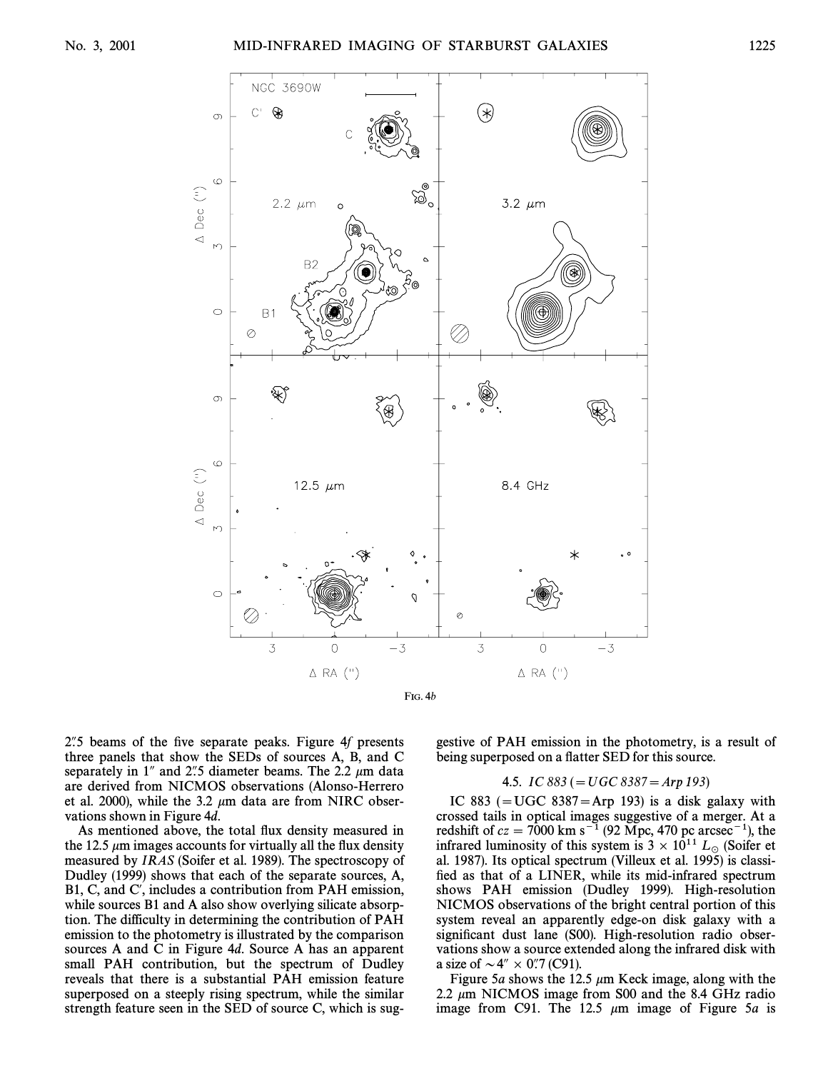FIG. 4*b*

2″.5 beams of the five separate peaks. Figure 4*f* presents three panels that show the SEDs of sources A, B, and C separately in 1″ and 2″.5 diameter beams. The 2.2 μm data are derived from NICMOS observations (Alonso-Herrero et al. 2000), while the 3.2 μm data are from NIRC observations shown in Figure 4*d*.

As mentioned above, the total flux density measured in the 12.5 μm images accounts for virtually all the flux density measured by *IRAS* (Soifer et al. 1989). The spectroscopy of Dudley (1999) shows that each of the separate sources, A, B1, C, and C′, includes a contribution from PAH emission, while sources B1 and A also show overlying silicate absorption. The difficulty in determining the contribution of PAH emission to the photometry is illustrated by the comparison sources A and C in Figure 4*d*. Source A has an apparent small PAH contribution, but the spectrum of Dudley reveals that there is a substantial PAH emission feature superposed on a steeply rising spectrum, while the similar strength feature seen in the SED of source C, which is suggestive of PAH emission in the photometry, is a result of being superposed on a flatter SED for this source.

### 4.5. *IC 883 (=UGC 8387=Arp 193)*

IC 883 (=UGC 8387=Arp 193) is a disk galaxy with crossed tails in optical images suggestive of a merger. At a redshift of $cz = 7000$ km s$^{-1}$ (92 Mpc, 470 pc arcsec$^{-1}$), the infrared luminosity of this system is $3 \times 10^{11}$ $L_{\odot}$ (Soifer et al. 1987). Its optical spectrum (Villeux et al. 1995) is classified as that of a LINER, while its mid-infrared spectrum shows PAH emission (Dudley 1999). High-resolution NICMOS observations of the bright central portion of this system reveal an apparently edge-on disk galaxy with a significant dust lane (S00). High-resolution radio observations show a source extended along the infrared disk with a size of $\sim 4'' \times 0''.7$ (C91).

Figure 5*a* shows the 12.5 μm Keck image, along with the 2.2 μm NICMOS image from S00 and the 8.4 GHz radio image from C91. The 12.5 μm image of Figure 5*a* is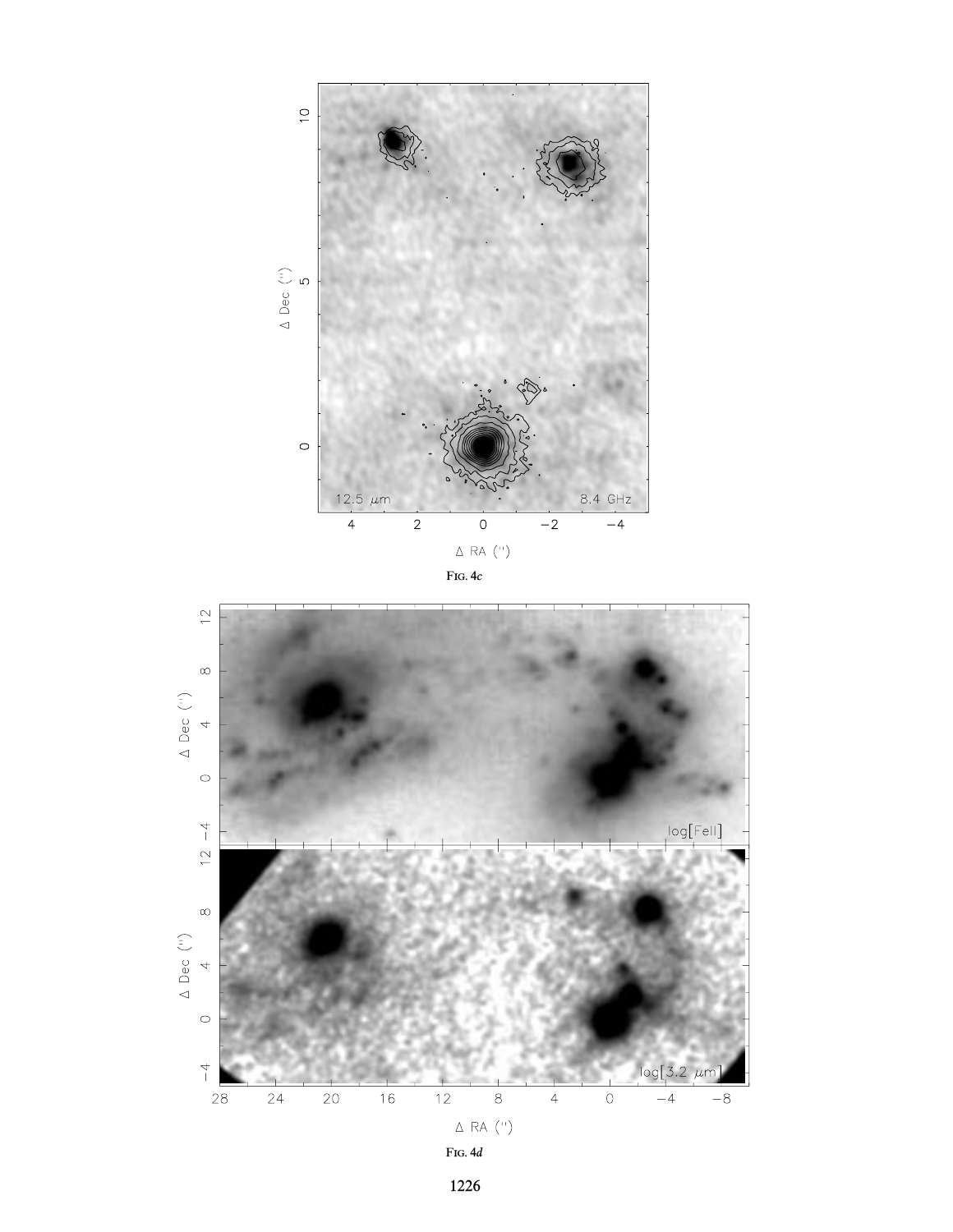FIG. 4*c*

FIG. 4*d*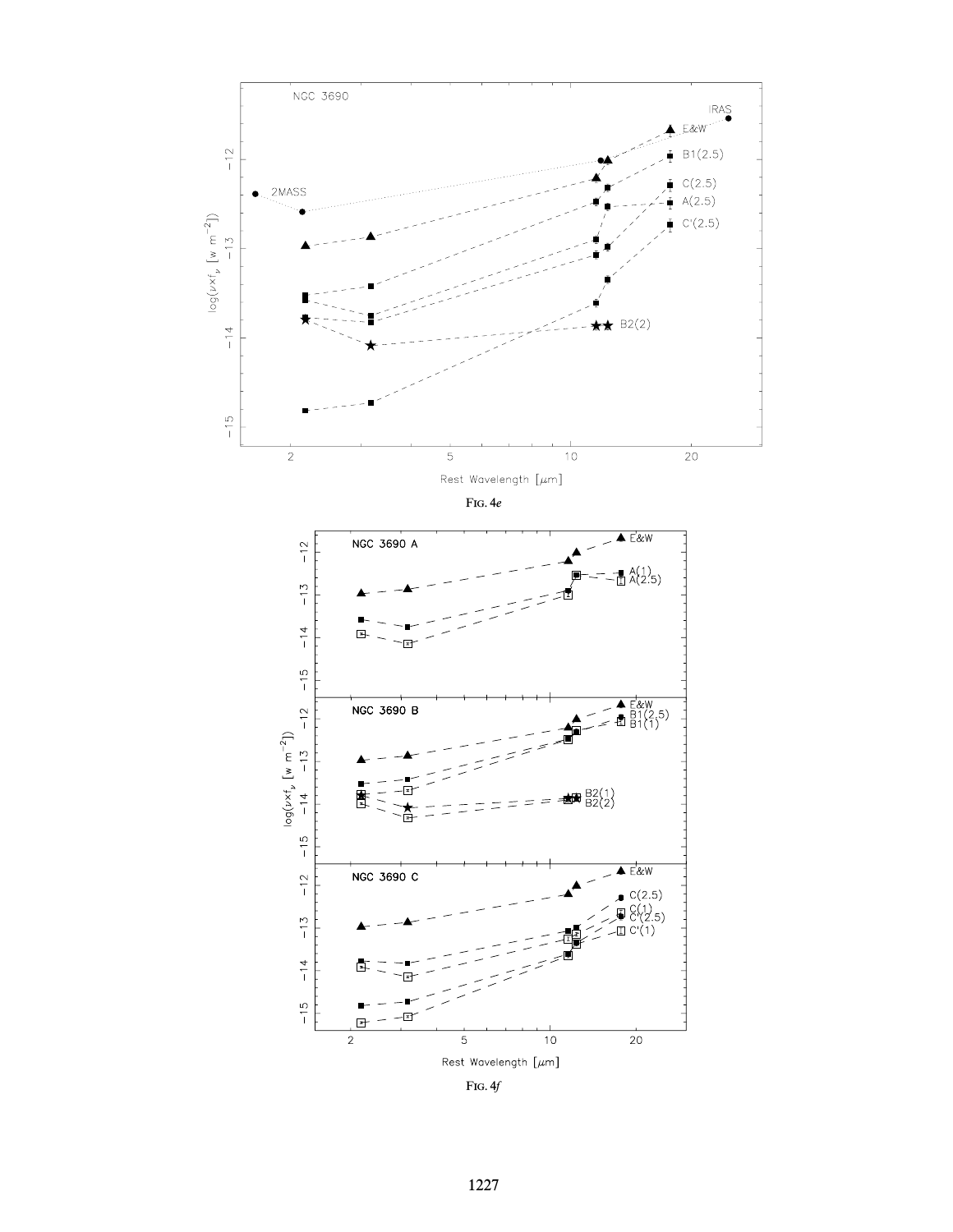Fig. 4*e*

Fig. 4*f*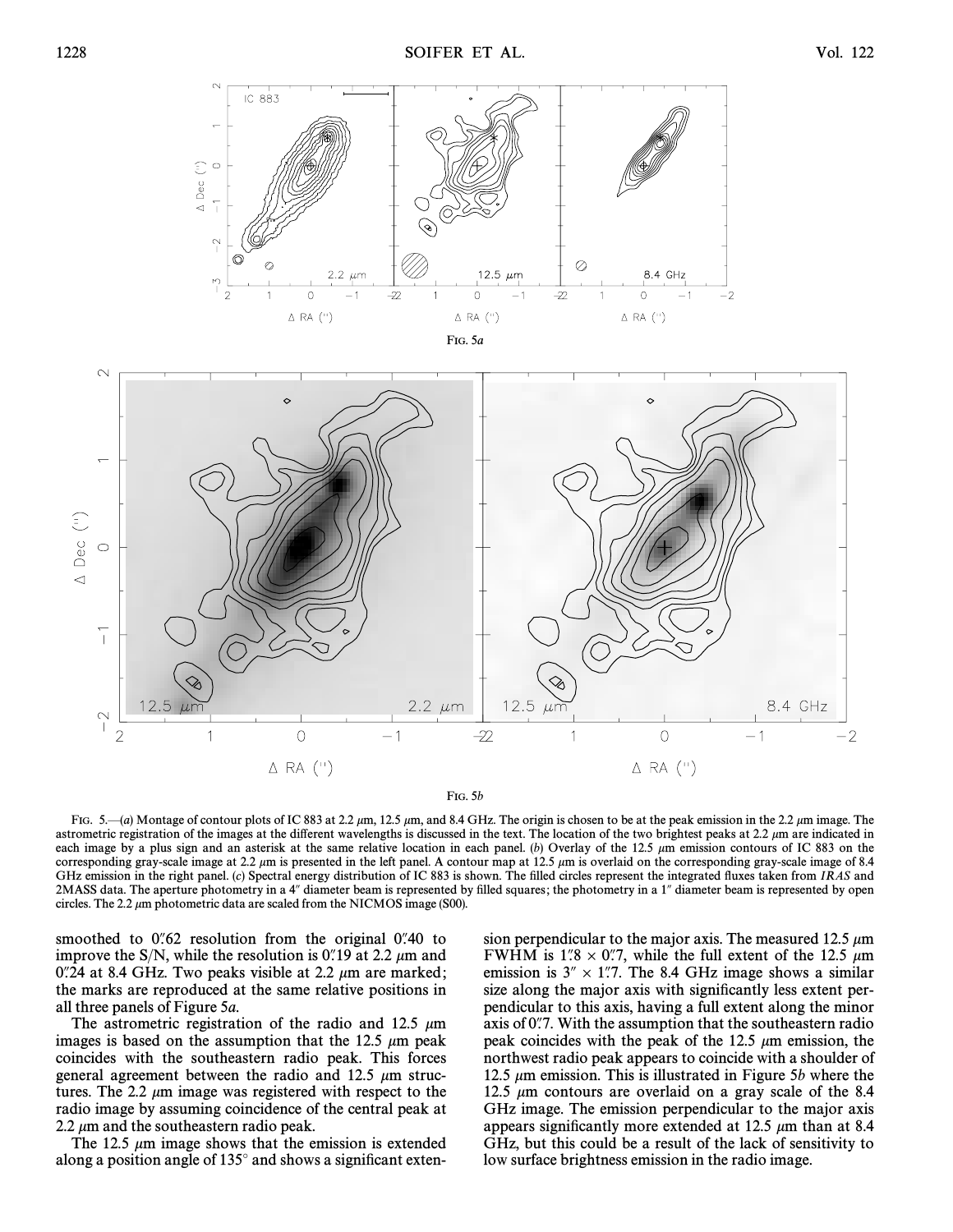Fig. 5*a*

Fig. 5*b*

Fig. 5.—(*a*) Montage of contour plots of IC 883 at 2.2 μm, 12.5 μm, and 8.4 GHz. The origin is chosen to be at the peak emission in the 2.2 μm image. The astrometric registration of the images at the different wavelengths is discussed in the text. The location of the two brightest peaks at 2.2 μm are indicated in each image by a plus sign and an asterisk at the same relative location in each panel. (*b*) Overlay of the 12.5 μm emission contours of IC 883 on the corresponding gray-scale image at 2.2 μm is presented in the left panel. A contour map at 12.5 μm is overlaid on the corresponding gray-scale image of 8.4 GHz emission in the right panel. (*c*) Spectral energy distribution of IC 883 is shown. The filled circles represent the integrated fluxes taken from *IRAS* and 2MASS data. The aperture photometry in a 4″ diameter beam is represented by filled squares; the photometry in a 1″ diameter beam is represented by open circles. The 2.2 μm photometric data are scaled from the NICMOS image (S00).

smoothed to 0″.62 resolution from the original 0″.40 to improve the S/N, while the resolution is 0″.19 at 2.2 μm and 0″.24 at 8.4 GHz. Two peaks visible at 2.2 μm are marked; the marks are reproduced at the same relative positions in all three panels of Figure 5*a*.

The astrometric registration of the radio and 12.5 μm images is based on the assumption that the 12.5 μm peak coincides with the southeastern radio peak. This forces general agreement between the radio and 12.5 μm structures. The 2.2 μm image was registered with respect to the radio image by assuming coincidence of the central peak at 2.2 μm and the southeastern radio peak.

The 12.5 μm image shows that the emission is extended along a position angle of 135° and shows a significant extension perpendicular to the major axis. The measured 12.5 μm FWHM is 1″.8 × 0″.7, while the full extent of the 12.5 μm emission is 3″ × 1″.7. The 8.4 GHz image shows a similar size along the major axis with significantly less extent perpendicular to this axis, having a full extent along the minor axis of 0″.7. With the assumption that the southeastern radio peak coincides with the peak of the 12.5 μm emission, the northwest radio peak appears to coincide with a shoulder of 12.5 μm emission. This is illustrated in Figure 5*b* where the 12.5 μm contours are overlaid on a gray scale of the 8.4 GHz image. The emission perpendicular to the major axis appears significantly more extended at 12.5 μm than at 8.4 GHz, but this could be a result of the lack of sensitivity to low surface brightness emission in the radio image.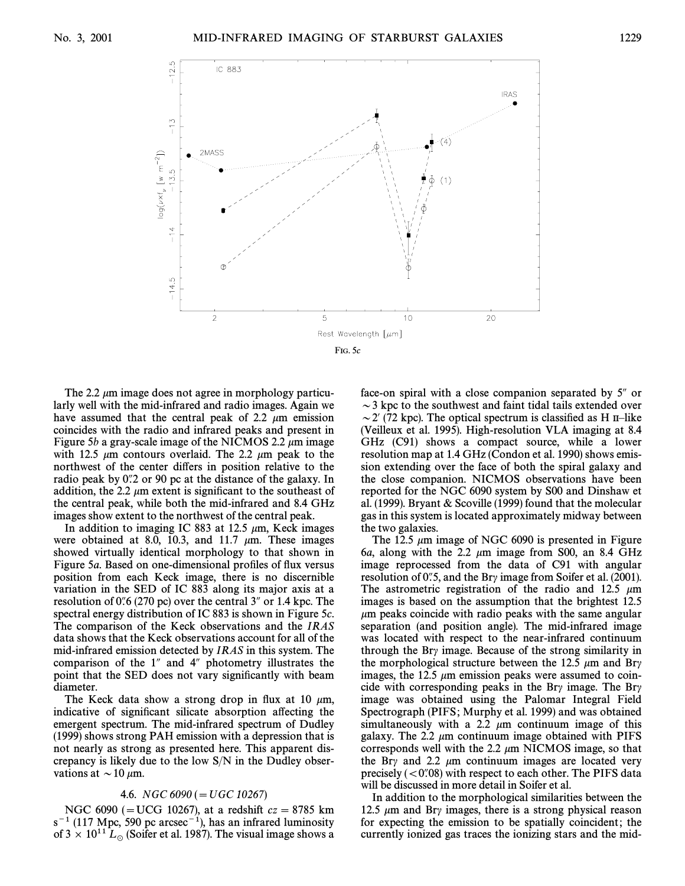FIG. 5c

The 2.2 μm image does not agree in morphology particularly well with the mid-infrared and radio images. Again we have assumed that the central peak of 2.2 μm emission coincides with the radio and infrared peaks and present in Figure 5b a gray-scale image of the NICMOS 2.2 μm image with 12.5 μm contours overlaid. The 2.2 μm peak to the northwest of the center differs in position relative to the radio peak by 0".2 or 90 pc at the distance of the galaxy. In addition, the 2.2 μm extent is significant to the southeast of the central peak, while both the mid-infrared and 8.4 GHz images show extent to the northwest of the central peak.

In addition to imaging IC 883 at 12.5 μm, Keck images were obtained at 8.0, 10.3, and 11.7 μm. These images showed virtually identical morphology to that shown in Figure 5a. Based on one-dimensional profiles of flux versus position from each Keck image, there is no discernible variation in the SED of IC 883 along its major axis at a resolution of 0".6 (270 pc) over the central 3" or 1.4 kpc. The spectral energy distribution of IC 883 is shown in Figure 5c. The comparison of the Keck observations and the *IRAS* data shows that the Keck observations account for all of the mid-infrared emission detected by *IRAS* in this system. The comparison of the 1" and 4" photometry illustrates the point that the SED does not vary significantly with beam diameter.

The Keck data show a strong drop in flux at 10 μm, indicative of significant silicate absorption affecting the emergent spectrum. The mid-infrared spectrum of Dudley (1999) shows strong PAH emission with a depression that is not nearly as strong as presented here. This apparent discrepancy is likely due to the low S/N in the Dudley observations at ~10 μm.

### 4.6. *NGC 6090* (= *UGC 10267*)

NGC 6090 (= UCG 10267), at a redshift $cz = 8785$ km s$^{-1}$ (117 Mpc, 590 pc arcsec$^{-1}$), has an infrared luminosity of $3 \times 10^{11}$ $L_{\odot}$ (Soifer et al. 1987). The visual image shows a face-on spiral with a close companion separated by 5" or ~3 kpc to the southwest and faint tidal tails extended over ~2' (72 kpc). The optical spectrum is classified as H II–like (Veilleux et al. 1995). High-resolution VLA imaging at 8.4 GHz (C91) shows a compact source, while a lower resolution map at 1.4 GHz (Condon et al. 1990) shows emission extending over the face of both the spiral galaxy and the close companion. NICMOS observations have been reported for the NGC 6090 system by S00 and Dinshaw et al. (1999). Bryant & Scoville (1999) found that the molecular gas in this system is located approximately midway between the two galaxies.

The 12.5 μm image of NGC 6090 is presented in Figure 6a, along with the 2.2 μm image from S00, an 8.4 GHz image reprocessed from the data of C91 with angular resolution of 0".5, and the Brγ image from Soifer et al. (2001). The astrometric registration of the radio and 12.5 μm images is based on the assumption that the brightest 12.5 μm peaks coincide with radio peaks with the same angular separation (and position angle). The mid-infrared image was located with respect to the near-infrared continuum through the Brγ image. Because of the strong similarity in the morphological structure between the 12.5 μm and Brγ images, the 12.5 μm emission peaks were assumed to coincide with corresponding peaks in the Brγ image. The Brγ image was obtained using the Palomar Integral Field Spectrograph (PIFS; Murphy et al. 1999) and was obtained simultaneously with a 2.2 μm continuum image of this galaxy. The 2.2 μm continuum image obtained with PIFS corresponds well with the 2.2 μm NICMOS image, so that the Brγ and 2.2 μm continuum images are located very precisely (< 0".08) with respect to each other. The PIFS data will be discussed in more detail in Soifer et al.

In addition to the morphological similarities between the 12.5 μm and Brγ images, there is a strong physical reason for expecting the emission to be spatially coincident; the currently ionized gas traces the ionizing stars and the mid-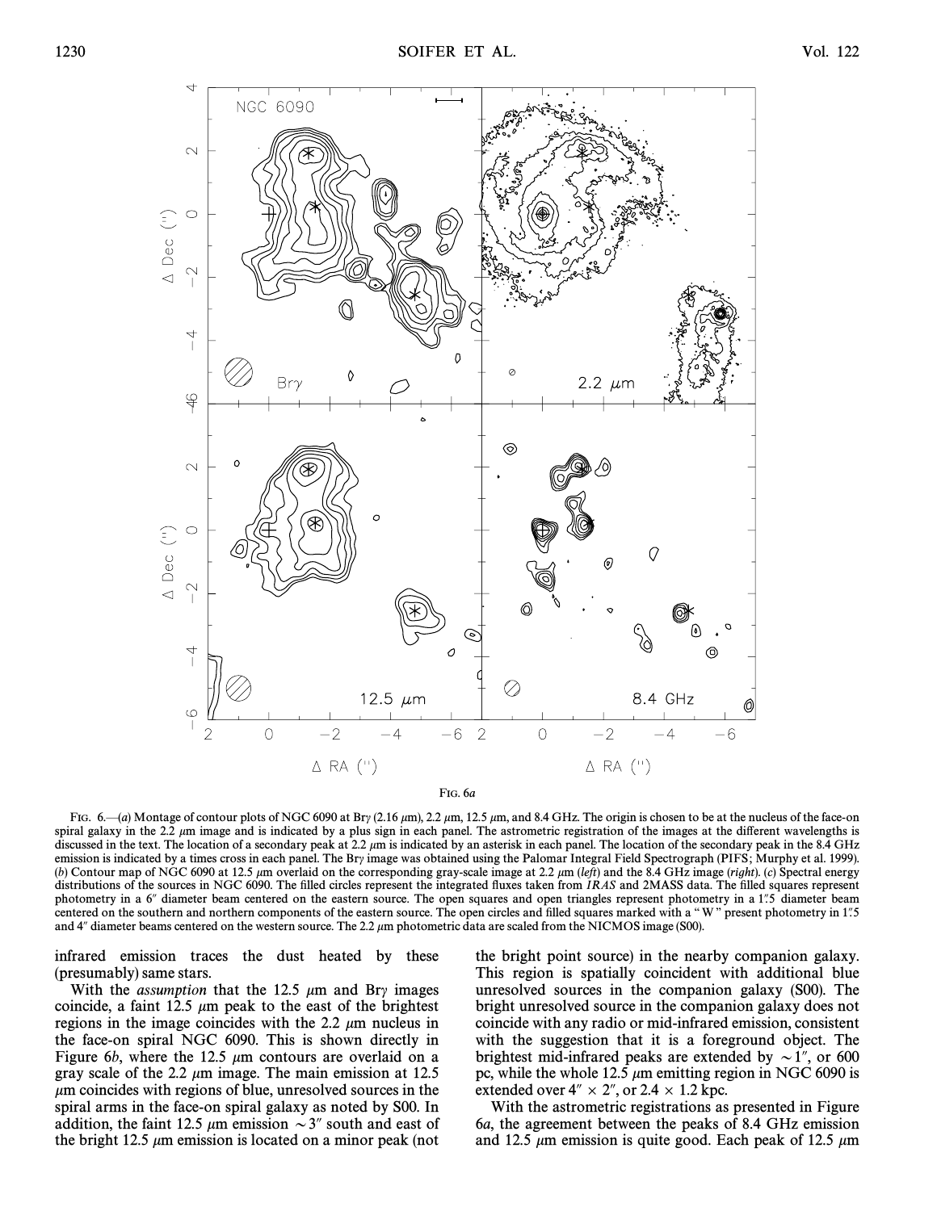FIG. 6a

FIG. 6.—(*a*) Montage of contour plots of NGC 6090 at Br$\gamma$ (2.16 $\mu$m), 2.2 $\mu$m, 12.5 $\mu$m, and 8.4 GHz. The origin is chosen to be at the nucleus of the face-on spiral galaxy in the 2.2 $\mu$m image and is indicated by a plus sign in each panel. The astrometric registration of the images at the different wavelengths is discussed in the text. The location of a secondary peak at 2.2 $\mu$m is indicated by an asterisk in each panel. The location of the secondary peak in the 8.4 GHz emission is indicated by a times cross in each panel. The Br$\gamma$ image was obtained using the Palomar Integral Field Spectrograph (PIFS; Murphy et al. 1999). (*b*) Contour map of NGC 6090 at 12.5 $\mu$m overlaid on the corresponding gray-scale image at 2.2 $\mu$m (*left*) and the 8.4 GHz image (*right*). (*c*) Spectral energy distributions of the sources in NGC 6090. The filled circles represent the integrated fluxes taken from *IRAS* and 2MASS data. The filled squares represent photometry in a 6″ diameter beam centered on the eastern source. The open squares and open triangles represent photometry in a 1″.5 diameter beam centered on the southern and northern components of the eastern source. The open circles and filled squares marked with a "W" present photometry in 1″.5 and 4″ diameter beams centered on the western source. The 2.2 $\mu$m photometric data are scaled from the NICMOS image (S00).

infrared emission traces the dust heated by these (presumably) same stars.

With the *assumption* that the 12.5 $\mu$m and Br$\gamma$ images coincide, a faint 12.5 $\mu$m peak to the east of the brightest regions in the image coincides with the 2.2 $\mu$m nucleus in the face-on spiral NGC 6090. This is shown directly in Figure 6*b*, where the 12.5 $\mu$m contours are overlaid on a gray scale of the 2.2 $\mu$m image. The main emission at 12.5 $\mu$m coincides with regions of blue, unresolved sources in the spiral arms in the face-on spiral galaxy as noted by S00. In addition, the faint 12.5 $\mu$m emission $\sim 3''$ south and east of the bright 12.5 $\mu$m emission is located on a minor peak (not the bright point source) in the nearby companion galaxy. This region is spatially coincident with additional blue unresolved sources in the companion galaxy (S00). The bright unresolved source in the companion galaxy does not coincide with any radio or mid-infrared emission, consistent with the suggestion that it is a foreground object. The brightest mid-infrared peaks are extended by $\sim 1''$, or 600 pc, while the whole 12.5 $\mu$m emitting region in NGC 6090 is extended over $4'' \times 2''$, or $2.4 \times 1.2$ kpc.

With the astrometric registrations as presented in Figure 6*a*, the agreement between the peaks of 8.4 GHz emission and 12.5 $\mu$m emission is quite good. Each peak of 12.5 $\mu$m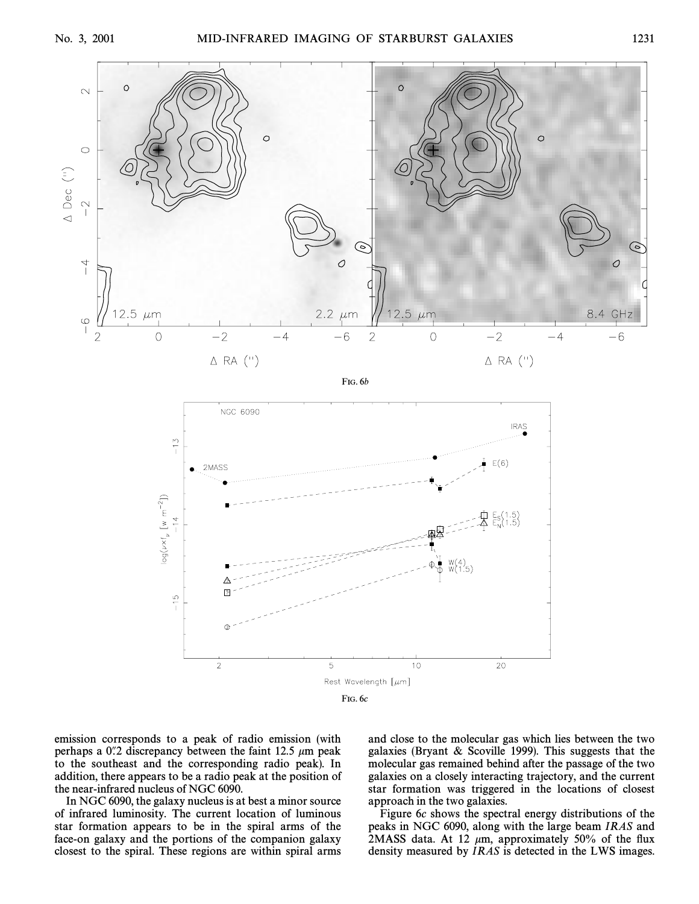FIG. 6*b*

FIG. 6*c*

emission corresponds to a peak of radio emission (with perhaps a 0.″2 discrepancy between the faint 12.5 μm peak to the southeast and the corresponding radio peak). In addition, there appears to be a radio peak at the position of the near-infrared nucleus of NGC 6090.

In NGC 6090, the galaxy nucleus is at best a minor source of infrared luminosity. The current location of luminous star formation appears to be in the spiral arms of the face-on galaxy and the portions of the companion galaxy closest to the spiral. These regions are within spiral arms and close to the molecular gas which lies between the two galaxies (Bryant & Scoville 1999). This suggests that the molecular gas remained behind after the passage of the two galaxies on a closely interacting trajectory, and the current star formation was triggered in the locations of closest approach in the two galaxies.

Figure 6*c* shows the spectral energy distributions of the peaks in NGC 6090, along with the large beam *IRAS* and 2MASS data. At 12 μm, approximately 50% of the flux density measured by *IRAS* is detected in the LWS images.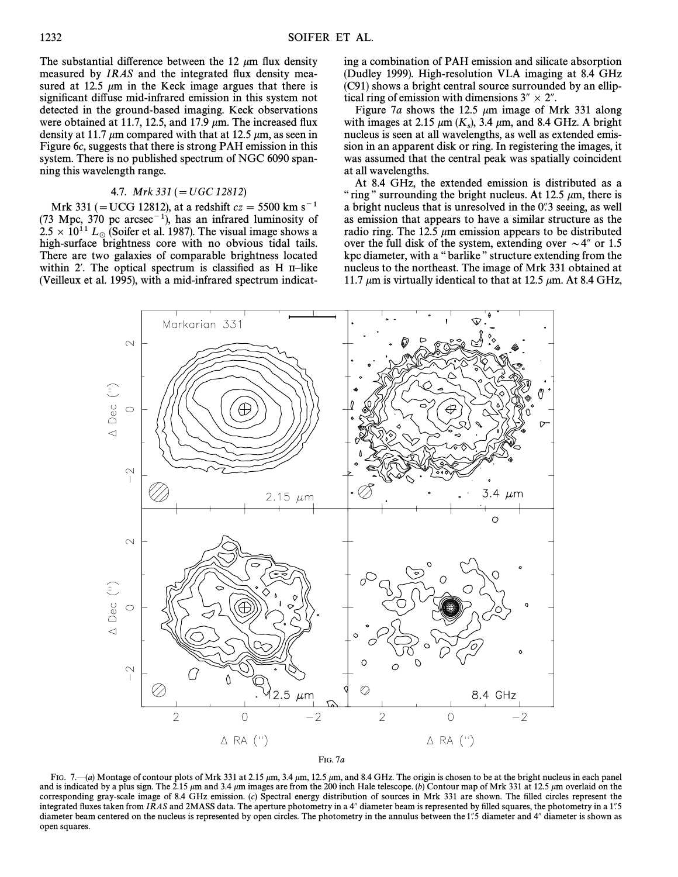The substantial difference between the 12 μm flux density measured by *IRAS* and the integrated flux density measured at 12.5 μm in the Keck image argues that there is significant diffuse mid-infrared emission in this system not detected in the ground-based imaging. Keck observations were obtained at 11.7, 12.5, and 17.9 μm. The increased flux density at 11.7 μm compared with that at 12.5 μm, as seen in Figure 6*c*, suggests that there is strong PAH emission in this system. There is no published spectrum of NGC 6090 spanning this wavelength range.

### 4.7. *Mrk 331* (=*UGC 12812*)

Mrk 331 (=UCG 12812), at a redshift $cz = 5500$ km s$^{-1}$ (73 Mpc, 370 pc arcsec$^{-1}$), has an infrared luminosity of $2.5 \times 10^{11}$ $L_\odot$ (Soifer et al. 1987). The visual image shows a high-surface brightness core with no obvious tidal tails. There are two galaxies of comparable brightness located within 2′. The optical spectrum is classified as H II–like (Veilleux et al. 1995), with a mid-infrared spectrum indicating a combination of PAH emission and silicate absorption (Dudley 1999). High-resolution VLA imaging at 8.4 GHz (C91) shows a bright central source surrounded by an elliptical ring of emission with dimensions 3″ × 2″.

Figure 7*a* shows the 12.5 μm image of Mrk 331 along with images at 2.15 μm ($K_s$), 3.4 μm, and 8.4 GHz. A bright nucleus is seen at all wavelengths, as well as extended emission in an apparent disk or ring. In registering the images, it was assumed that the central peak was spatially coincident at all wavelengths.

At 8.4 GHz, the extended emission is distributed as a "ring" surrounding the bright nucleus. At 12.5 μm, there is a bright nucleus that is unresolved in the 0″.3 seeing, as well as emission that appears to have a similar structure as the radio ring. The 12.5 μm emission appears to be distributed over the full disk of the system, extending over ∼4″ or 1.5 kpc diameter, with a "barlike" structure extending from the nucleus to the northeast. The image of Mrk 331 obtained at 11.7 μm is virtually identical to that at 12.5 μm. At 8.4 GHz,

FIG. 7*a*

FIG. 7.—(*a*) Montage of contour plots of Mrk 331 at 2.15 μm, 3.4 μm, 12.5 μm, and 8.4 GHz. The origin is chosen to be at the bright nucleus in each panel and is indicated by a plus sign. The 2.15 μm and 3.4 μm images are from the 200 inch Hale telescope. (*b*) Contour map of Mrk 331 at 12.5 μm overlaid on the corresponding gray-scale image of 8.4 GHz emission. (*c*) Spectral energy distribution of sources in Mrk 331 are shown. The filled circles represent the integrated fluxes taken from *IRAS* and 2MASS data. The aperture photometry in a 4″ diameter beam is represented by filled squares, the photometry in a 1″.5 diameter beam centered on the nucleus is represented by open circles. The photometry in the annulus between the 1″.5 diameter and 4″ diameter is shown as open squares.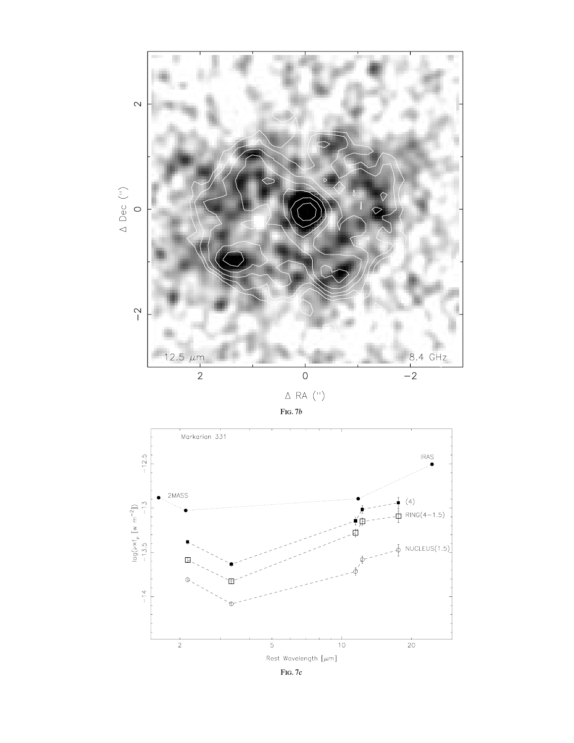FIG. 7*b*

FIG. 7*c*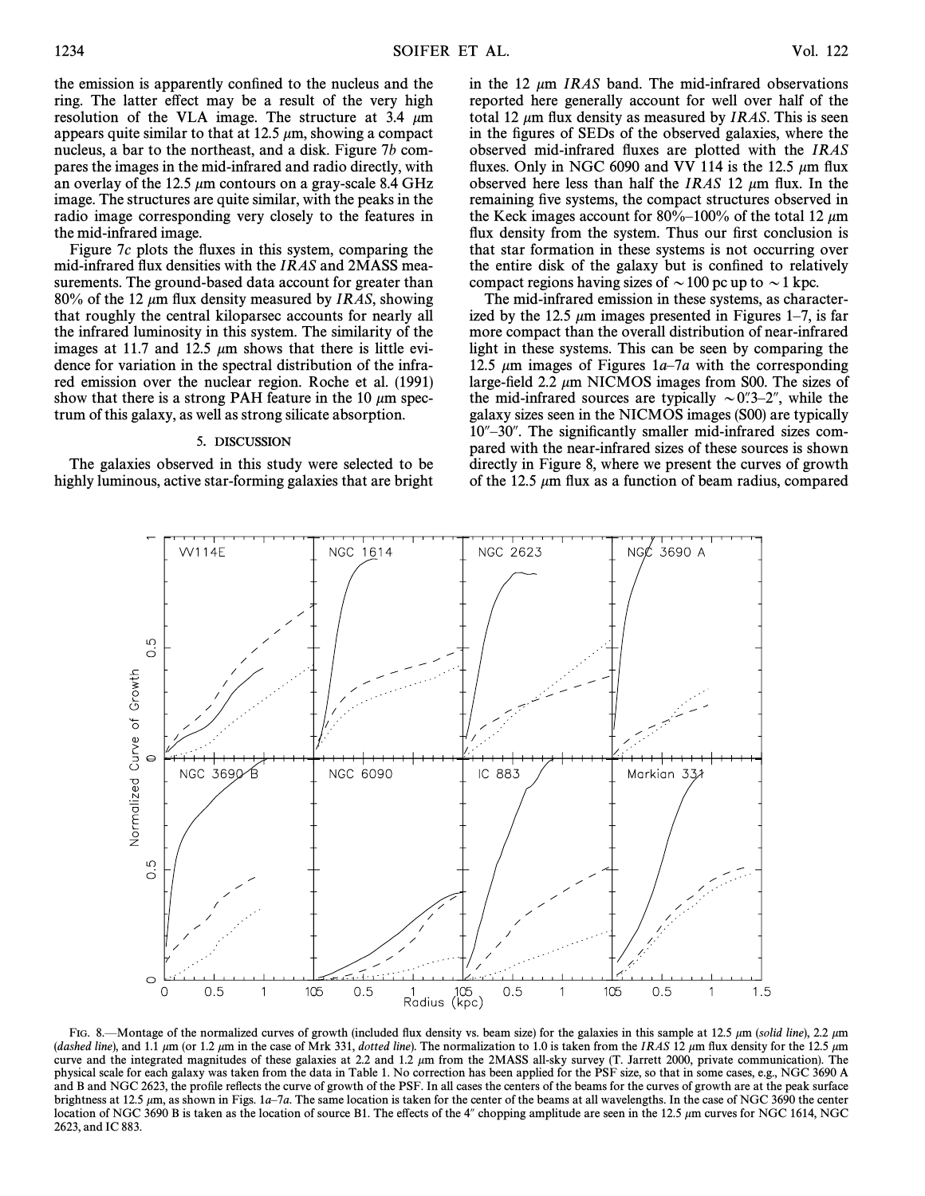the emission is apparently confined to the nucleus and the ring. The latter effect may be a result of the very high resolution of the VLA image. The structure at 3.4 μm appears quite similar to that at 12.5 μm, showing a compact nucleus, a bar to the northeast, and a disk. Figure 7*b* compares the images in the mid-infrared and radio directly, with an overlay of the 12.5 μm contours on a gray-scale 8.4 GHz image. The structures are quite similar, with the peaks in the radio image corresponding very closely to the features in the mid-infrared image.

Figure 7*c* plots the fluxes in this system, comparing the mid-infrared flux densities with the *IRAS* and 2MASS measurements. The ground-based data account for greater than 80% of the 12 μm flux density measured by *IRAS*, showing that roughly the central kiloparsec accounts for nearly all the infrared luminosity in this system. The similarity of the images at 11.7 and 12.5 μm shows that there is little evidence for variation in the spectral distribution of the infrared emission over the nuclear region. Roche et al. (1991) show that there is a strong PAH feature in the 10 μm spectrum of this galaxy, as well as strong silicate absorption.

## 5. DISCUSSION

The galaxies observed in this study were selected to be highly luminous, active star-forming galaxies that are bright in the 12 μm *IRAS* band. The mid-infrared observations reported here generally account for well over half of the total 12 μm flux density as measured by *IRAS*. This is seen in the figures of SEDs of the observed galaxies, where the observed mid-infrared fluxes are plotted with the *IRAS* fluxes. Only in NGC 6090 and VV 114 is the 12.5 μm flux observed here less than half the *IRAS* 12 μm flux. In the remaining five systems, the compact structures observed in the Keck images account for 80%–100% of the total 12 μm flux density from the system. Thus our first conclusion is that star formation in these systems is not occurring over the entire disk of the galaxy but is confined to relatively compact regions having sizes of ∼100 pc up to ∼1 kpc.

The mid-infrared emission in these systems, as characterized by the 12.5 μm images presented in Figures 1–7, is far more compact than the overall distribution of near-infrared light in these systems. This can be seen by comparing the 12.5 μm images of Figures 1*a*–7*a* with the corresponding large-field 2.2 μm NICMOS images from S00. The sizes of the mid-infrared sources are typically ∼0″.3–2″, while the galaxy sizes seen in the NICMOS images (S00) are typically 10″–30″. The significantly smaller mid-infrared sizes compared with the near-infrared sizes of these sources is shown directly in Figure 8, where we present the curves of growth of the 12.5 μm flux as a function of beam radius, compared

FIG. 8.—Montage of the normalized curves of growth (included flux density vs. beam size) for the galaxies in this sample at 12.5 μm (*solid line*), 2.2 μm (*dashed line*), and 1.1 μm (or 1.2 μm in the case of Mrk 331, *dotted line*). The normalization to 1.0 is taken from the *IRAS* 12 μm flux density for the 12.5 μm curve and the integrated magnitudes of these galaxies at 2.2 and 1.2 μm from the 2MASS all-sky survey (T. Jarrett 2000, private communication). The physical scale for each galaxy was taken from the data in Table 1. No correction has been applied for the PSF size, so that in some cases, e.g., NGC 3690 A and B and NGC 2623, the profile reflects the curve of growth of the PSF. In all cases the centers of the beams for the curves of growth are at the peak surface brightness at 12.5 μm, as shown in Figs. 1*a*–7*a*. The same location is taken for the center of the beams at all wavelengths. In the case of NGC 3690 the center location of NGC 3690 B is taken as the location of source B1. The effects of the 4″ chopping amplitude are seen in the 12.5 μm curves for NGC 1614, NGC 2623, and IC 883.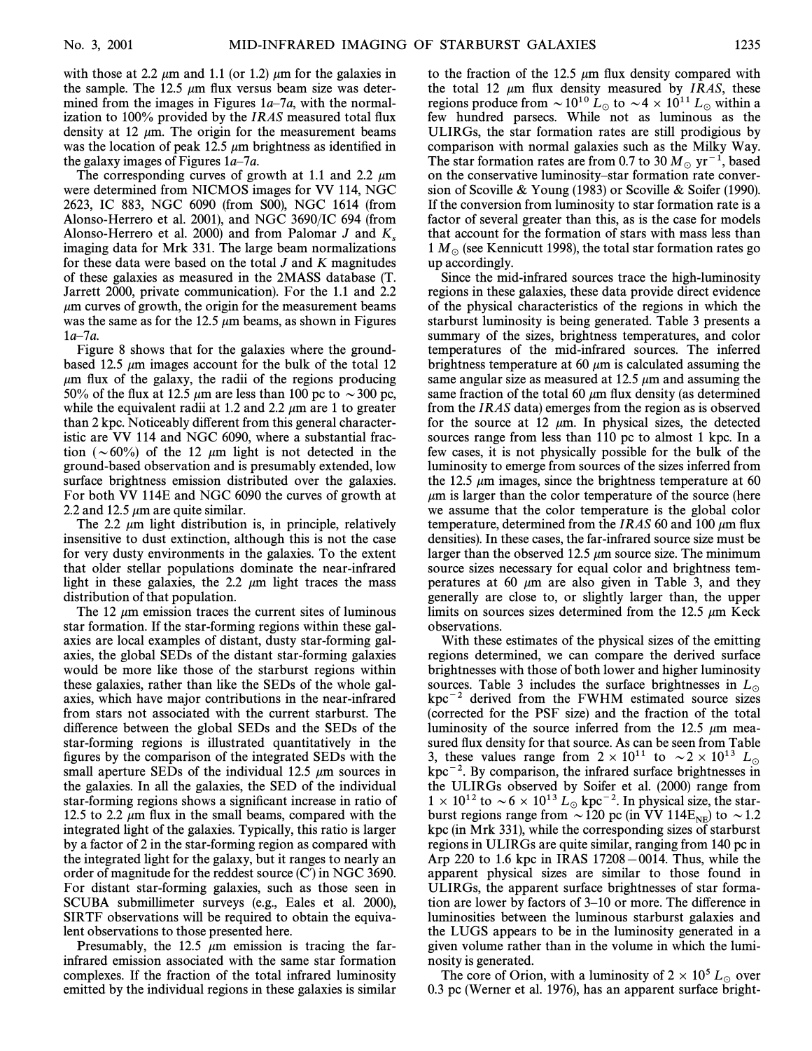with those at 2.2 μm and 1.1 (or 1.2) μm for the galaxies in the sample. The 12.5 μm flux versus beam size was determined from the images in Figures 1*a*–7*a*, with the normalization to 100% provided by the *IRAS* measured total flux density at 12 μm. The origin for the measurement beams was the location of peak 12.5 μm brightness as identified in the galaxy images of Figures 1*a*–7*a*.

The corresponding curves of growth at 1.1 and 2.2 μm were determined from NICMOS images for VV 114, NGC 2623, IC 883, NGC 6090 (from S00), NGC 1614 (from Alonso-Herrero et al. 2001), and NGC 3690/IC 694 (from Alonso-Herrero et al. 2000) and from Palomar $J$ and $K_s$ imaging data for Mrk 331. The large beam normalizations for these data were based on the total $J$ and $K$ magnitudes of these galaxies as measured in the 2MASS database (T. Jarrett 2000, private communication). For the 1.1 and 2.2 μm curves of growth, the origin for the measurement beams was the same as for the 12.5 μm beams, as shown in Figures 1*a*–7*a*.

Figure 8 shows that for the galaxies where the ground-based 12.5 μm images account for the bulk of the total 12 μm flux of the galaxy, the radii of the regions producing 50% of the flux at 12.5 μm are less than 100 pc to ∼300 pc, while the equivalent radii at 1.2 and 2.2 μm are 1 to greater than 2 kpc. Noticeably different from this general characteristic are VV 114 and NGC 6090, where a substantial fraction (∼60%) of the 12 μm light is not detected in the ground-based observation and is presumably extended, low surface brightness emission distributed over the galaxies. For both VV 114E and NGC 6090 the curves of growth at 2.2 and 12.5 μm are quite similar.

The 2.2 μm light distribution is, in principle, relatively insensitive to dust extinction, although this is not the case for very dusty environments in the galaxies. To the extent that older stellar populations dominate the near-infrared light in these galaxies, the 2.2 μm light traces the mass distribution of that population.

The 12 μm emission traces the current sites of luminous star formation. If the star-forming regions within these galaxies are local examples of distant, dusty star-forming galaxies, the global SEDs of the distant star-forming galaxies would be more like those of the starburst regions within these galaxies, rather than like the SEDs of the whole galaxies, which have major contributions in the near-infrared from stars not associated with the current starburst. The difference between the global SEDs and the SEDs of the star-forming regions is illustrated quantitatively in the figures by the comparison of the integrated SEDs with the small aperture SEDs of the individual 12.5 μm sources in the galaxies. In all the galaxies, the SED of the individual star-forming regions shows a significant increase in ratio of 12.5 to 2.2 μm flux in the small beams, compared with the integrated light of the galaxies. Typically, this ratio is larger by a factor of 2 in the star-forming region as compared with the integrated light for the galaxy, but it ranges to nearly an order of magnitude for the reddest source (C′) in NGC 3690. For distant star-forming galaxies, such as those seen in SCUBA submillimeter surveys (e.g., Eales et al. 2000), SIRTF observations will be required to obtain the equivalent observations to those presented here.

Presumably, the 12.5 μm emission is tracing the far-infrared emission associated with the same star formation complexes. If the fraction of the total infrared luminosity emitted by the individual regions in these galaxies is similar to the fraction of the 12.5 μm flux density compared with the total 12 μm flux density measured by *IRAS*, these regions produce from $\sim 10^{10}\,L_\odot$ to $\sim 4 \times 10^{11}\,L_\odot$ within a few hundred parsecs. While not as luminous as the ULIRGs, the star formation rates are still prodigious by comparison with normal galaxies such as the Milky Way. The star formation rates are from 0.7 to 30 $M_\odot$ yr$^{-1}$, based on the conservative luminosity–star formation rate conversion of Scoville & Young (1983) or Scoville & Soifer (1990). If the conversion from luminosity to star formation rate is a factor of several greater than this, as is the case for models that account for the formation of stars with mass less than 1 $M_\odot$ (see Kennicutt 1998), the total star formation rates go up accordingly.

Since the mid-infrared sources trace the high-luminosity regions in these galaxies, these data provide direct evidence of the physical characteristics of the regions in which the starburst luminosity is being generated. Table 3 presents a summary of the sizes, brightness temperatures, and color temperatures of the mid-infrared sources. The inferred brightness temperature at 60 μm is calculated assuming the same angular size as measured at 12.5 μm and assuming the same fraction of the total 60 μm flux density (as determined from the *IRAS* data) emerges from the region as is observed for the source at 12 μm. In physical sizes, the detected sources range from less than 110 pc to almost 1 kpc. In a few cases, it is not physically possible for the bulk of the luminosity to emerge from sources of the sizes inferred from the 12.5 μm images, since the brightness temperature at 60 μm is larger than the color temperature of the source (here we assume that the color temperature is the global color temperature, determined from the *IRAS* 60 and 100 μm flux densities). In these cases, the far-infrared source size must be larger than the observed 12.5 μm source size. The minimum source sizes necessary for equal color and brightness temperatures at 60 μm are also given in Table 3, and they generally are close to, or slightly larger than, the upper limits on sources sizes determined from the 12.5 μm Keck observations.

With these estimates of the physical sizes of the emitting regions determined, we can compare the derived surface brightnesses with those of both lower and higher luminosity sources. Table 3 includes the surface brightnesses in $L_\odot$ kpc$^{-2}$ derived from the FWHM estimated source sizes (corrected for the PSF size) and the fraction of the total luminosity of the source inferred from the 12.5 μm measured flux density for that source. As can be seen from Table 3, these values range from $2 \times 10^{11}$ to $\sim 2 \times 10^{13}\,L_\odot$ kpc$^{-2}$. By comparison, the infrared surface brightnesses in the ULIRGs observed by Soifer et al. (2000) range from $1 \times 10^{12}$ to $\sim 6 \times 10^{13}\,L_\odot$ kpc$^{-2}$. In physical size, the starburst regions range from ∼120 pc (in VV 114E$_{\rm NE}$) to ∼1.2 kpc (in Mrk 331), while the corresponding sizes of starburst regions in ULIRGs are quite similar, ranging from 140 pc in Arp 220 to 1.6 kpc in IRAS 17208−0014. Thus, while the apparent physical sizes are similar to those found in ULIRGs, the apparent surface brightnesses of the star formation are lower by factors of 3–10 or more. The difference in luminosities between the luminous starburst galaxies and the LUGS appears to be in the luminosity generated in a given volume rather than in the volume in which the luminosity is generated.

The core of Orion, with a luminosity of $2 \times 10^5\,L_\odot$ over 0.3 pc (Werner et al. 1976), has an apparent surface bright-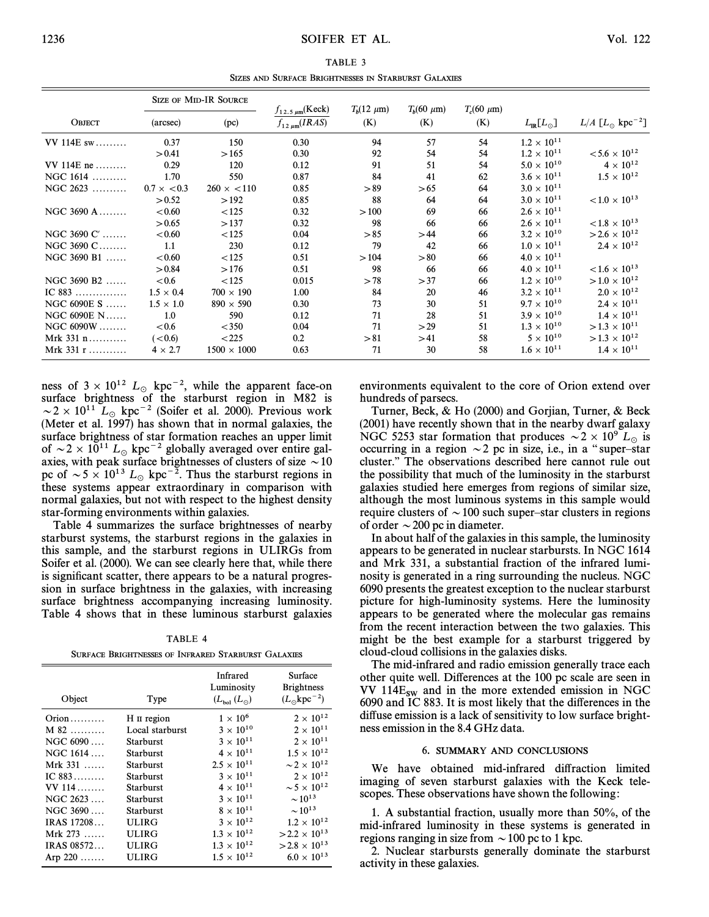TABLE 3

SIZES AND SURFACE BRIGHTNESSES IN STARBURST GALAXIES

| Object | Size of Mid-IR Source (arcsec) | (pc) | $f_{12.5\,\mu m}$(Keck) / $f_{12\,\mu m}$(IRAS) | $T_b$(12 μm) (K) | $T_b$(60 μm) (K) | $T_c$(60 μm) (K) | $L_{IR}[L_\odot]$ | $L/A$ [$L_\odot$ kpc$^{-2}$] |
|---|---|---|---|---|---|---|---|---|
| VV 114E sw | 0.37 | 150 | 0.30 | 94 | 57 | 54 | $1.2 \times 10^{11}$ | |
| | >0.41 | >165 | 0.30 | 92 | 54 | 54 | $1.2 \times 10^{11}$ | $<5.6 \times 10^{12}$ |
| VV 114E ne | 0.29 | 120 | 0.12 | 91 | 51 | 54 | $5.0 \times 10^{10}$ | $4 \times 10^{12}$ |
| NGC 1614 | 1.70 | 550 | 0.87 | 84 | 41 | 62 | $3.6 \times 10^{11}$ | $1.5 \times 10^{12}$ |
| NGC 2623 | 0.7 × <0.3 | 260 × <110 | 0.85 | >89 | >65 | 64 | $3.0 \times 10^{11}$ | |
| | >0.52 | >192 | 0.85 | 88 | 64 | 64 | $3.0 \times 10^{11}$ | $<1.0 \times 10^{13}$ |
| NGC 3690 A | <0.60 | <125 | 0.32 | >100 | 69 | 66 | $2.6 \times 10^{11}$ | |
| | >0.65 | >137 | 0.32 | 98 | 66 | 66 | $2.6 \times 10^{11}$ | $<1.8 \times 10^{13}$ |
| NGC 3690 C′ | <0.60 | <125 | 0.04 | >85 | >44 | 66 | $3.2 \times 10^{10}$ | $>2.6 \times 10^{12}$ |
| NGC 3690 C | 1.1 | 230 | 0.12 | 79 | 42 | 66 | $1.0 \times 10^{11}$ | $2.4 \times 10^{12}$ |
| NGC 3690 B1 | <0.60 | <125 | 0.51 | >104 | >80 | 66 | $4.0 \times 10^{11}$ | |
| | >0.84 | >176 | 0.51 | 98 | 66 | 66 | $4.0 \times 10^{11}$ | $<1.6 \times 10^{13}$ |
| NGC 3690 B2 | <0.6 | <125 | 0.015 | >78 | >37 | 66 | $1.2 \times 10^{10}$ | $>1.0 \times 10^{12}$ |
| IC 883 | 1.5 × 0.4 | 700 × 190 | 1.00 | 84 | 20 | 46 | $3.2 \times 10^{11}$ | $2.0 \times 10^{12}$ |
| NGC 6090E S | 1.5 × 1.0 | 890 × 590 | 0.30 | 73 | 30 | 51 | $9.7 \times 10^{10}$ | $2.4 \times 10^{11}$ |
| NGC 6090E N | 1.0 | 590 | 0.12 | 71 | 28 | 51 | $3.9 \times 10^{10}$ | $1.4 \times 10^{11}$ |
| NGC 6090W | <0.6 | <350 | 0.04 | 71 | >29 | 51 | $1.3 \times 10^{10}$ | $>1.3 \times 10^{11}$ |
| Mrk 331 n | (<0.6) | <225 | 0.2 | >81 | >41 | 58 | $5 \times 10^{10}$ | $>1.3 \times 10^{12}$ |
| Mrk 331 r | 4 × 2.7 | 1500 × 1000 | 0.63 | 71 | 30 | 58 | $1.6 \times 10^{11}$ | $1.4 \times 10^{11}$ |

ness of $3 \times 10^{12}$ $L_\odot$ kpc$^{-2}$, while the apparent face-on surface brightness of the starburst region in M82 is $\sim 2 \times 10^{11}$ $L_\odot$ kpc$^{-2}$ (Soifer et al. 2000). Previous work (Meter et al. 1997) has shown that in normal galaxies, the surface brightness of star formation reaches an upper limit of $\sim 2 \times 10^{11}$ $L_\odot$ kpc$^{-2}$ globally averaged over entire galaxies, with peak surface brightnesses of clusters of size $\sim 10$ pc of $\sim 5 \times 10^{13}$ $L_\odot$ kpc$^{-2}$. Thus the starburst regions in these systems appear extraordinary in comparison with normal galaxies, but not with respect to the highest density star-forming environments within galaxies.

Table 4 summarizes the surface brightnesses of nearby starburst systems, the starburst regions in the galaxies in this sample, and the starburst regions in ULIRGs from Soifer et al. (2000). We can see clearly here that, while there is significant scatter, there appears to be a natural progression in surface brightness in the galaxies, with increasing surface brightness accompanying increasing luminosity. Table 4 shows that in these luminous starburst galaxies environments equivalent to the core of Orion extend over hundreds of parsecs.

TABLE 4

SURFACE BRIGHTNESSES OF INFRARED STARBURST GALAXIES

| Object | Type | Infrared Luminosity ($L_{bol}$ ($L_\odot$)) | Surface Brightness ($L_\odot$kpc$^{-2}$) |
|---|---|---|---|
| Orion | H II region | $1 \times 10^6$ | $2 \times 10^{12}$ |
| M 82 | Local starburst | $3 \times 10^{10}$ | $2 \times 10^{11}$ |
| NGC 6090 | Starburst | $3 \times 10^{11}$ | $2 \times 10^{11}$ |
| NGC 1614 | Starburst | $4 \times 10^{11}$ | $1.5 \times 10^{12}$ |
| Mrk 331 | Starburst | $2.5 \times 10^{11}$ | $\sim 2 \times 10^{12}$ |
| IC 883 | Starburst | $3 \times 10^{11}$ | $2 \times 10^{12}$ |
| VV 114 | Starburst | $4 \times 10^{11}$ | $\sim 5 \times 10^{12}$ |
| NGC 2623 | Starburst | $3 \times 10^{11}$ | $\sim 10^{13}$ |
| NGC 3690 | Starburst | $8 \times 10^{11}$ | $\sim 10^{13}$ |
| IRAS 17208 | ULIRG | $3 \times 10^{12}$ | $1.2 \times 10^{12}$ |
| Mrk 273 | ULIRG | $1.3 \times 10^{12}$ | $>2.2 \times 10^{13}$ |
| IRAS 08572 | ULIRG | $1.3 \times 10^{12}$ | $>2.8 \times 10^{13}$ |
| Arp 220 | ULIRG | $1.5 \times 10^{12}$ | $6.0 \times 10^{13}$ |

Turner, Beck, & Ho (2000) and Gorjian, Turner, & Beck (2001) have recently shown that in the nearby dwarf galaxy NGC 5253 star formation that produces $\sim 2 \times 10^9$ $L_\odot$ is occurring in a region $\sim 2$ pc in size, i.e., in a "super–star cluster." The observations described here cannot rule out the possibility that much of the luminosity in the starburst galaxies studied here emerges from regions of similar size, although the most luminous systems in this sample would require clusters of $\sim 100$ such super–star clusters in regions of order $\sim 200$ pc in diameter.

In about half of the galaxies in this sample, the luminosity appears to be generated in nuclear starbursts. In NGC 1614 and Mrk 331, a substantial fraction of the infrared luminosity is generated in a ring surrounding the nucleus. NGC 6090 presents the greatest exception to the nuclear starburst picture for high-luminosity systems. Here the luminosity appears to be generated where the molecular gas remains from the recent interaction between the two galaxies. This might be the best example for a starburst triggered by cloud-cloud collisions in the galaxies disks.

The mid-infrared and radio emission generally trace each other quite well. Differences at the 100 pc scale are seen in VV 114$E_{SW}$ and in the more extended emission in NGC 6090 and IC 883. It is most likely that the differences in the diffuse emission is a lack of sensitivity to low surface brightness emission in the 8.4 GHz data.

## 6. SUMMARY AND CONCLUSIONS

We have obtained mid-infrared diffraction limited imaging of seven starburst galaxies with the Keck telescopes. These observations have shown the following:

1. A substantial fraction, usually more than 50%, of the mid-infrared luminosity in these systems is generated in regions ranging in size from $\sim 100$ pc to 1 kpc.
2. Nuclear starbursts generally dominate the starburst activity in these galaxies.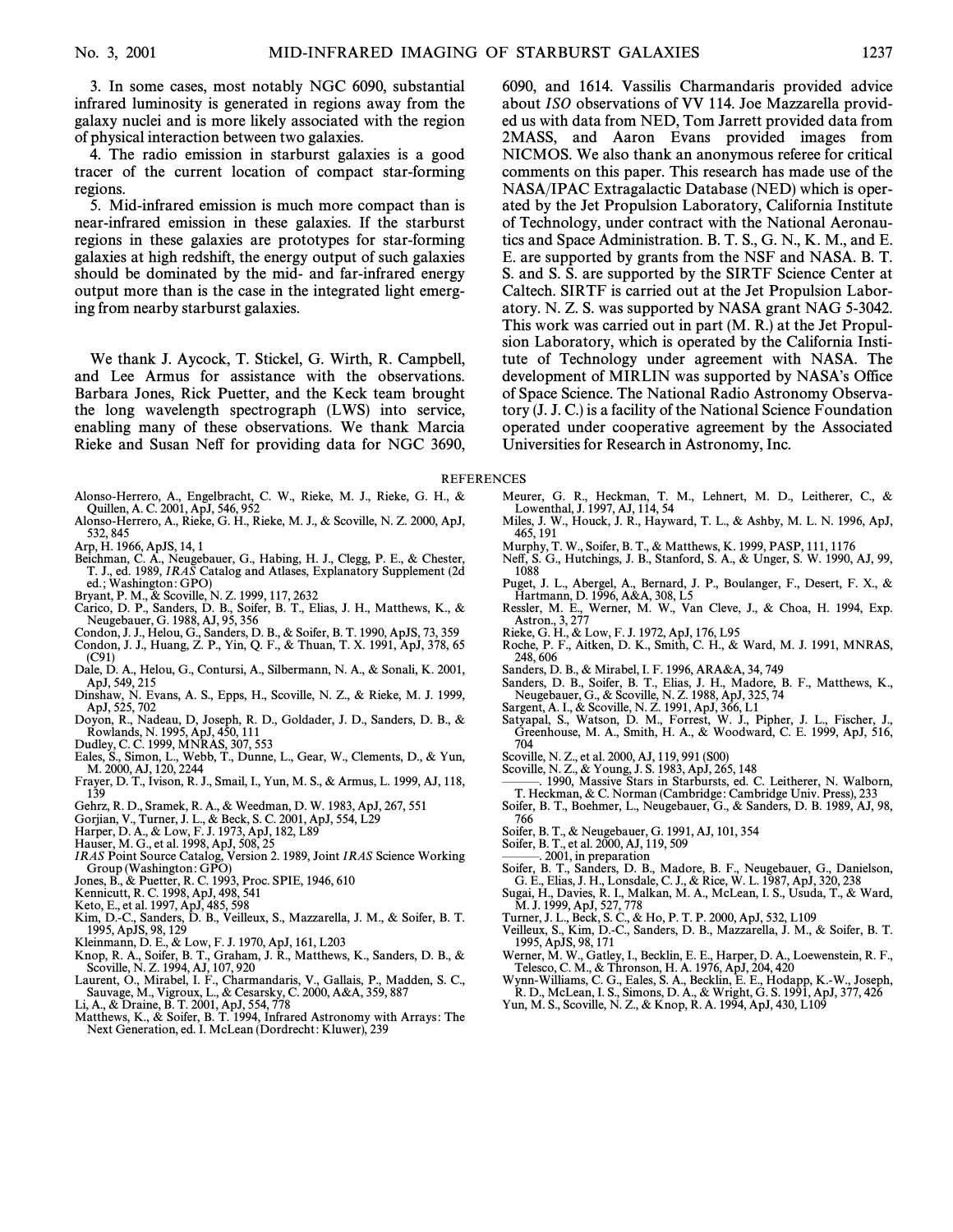3. In some cases, most notably NGC 6090, substantial infrared luminosity is generated in regions away from the galaxy nuclei and is more likely associated with the region of physical interaction between two galaxies.

4. The radio emission in starburst galaxies is a good tracer of the current location of compact star-forming regions.

5. Mid-infrared emission is much more compact than is near-infrared emission in these galaxies. If the starburst regions in these galaxies are prototypes for star-forming galaxies at high redshift, the energy output of such galaxies should be dominated by the mid- and far-infrared energy output more than is the case in the integrated light emerging from nearby starburst galaxies.

We thank J. Aycock, T. Stickel, G. Wirth, R. Campbell, and Lee Armus for assistance with the observations. Barbara Jones, Rick Puetter, and the Keck team brought the long wavelength spectrograph (LWS) into service, enabling many of these observations. We thank Marcia Rieke and Susan Neff for providing data for NGC 3690, 6090, and 1614. Vassilis Charmandaris provided advice about *ISO* observations of VV 114. Joe Mazzarella provided us with data from NED, Tom Jarrett provided data from 2MASS, and Aaron Evans provided images from NICMOS. We also thank an anonymous referee for critical comments on this paper. This research has made use of the NASA/IPAC Extragalactic Database (NED) which is operated by the Jet Propulsion Laboratory, California Institute of Technology, under contract with the National Aeronautics and Space Administration. B. T. S., G. N., K. M., and E. E. are supported by grants from the NSF and NASA. B. T. S. and S. S. are supported by the SIRTF Science Center at Caltech. SIRTF is carried out at the Jet Propulsion Laboratory. N. Z. S. was supported by NASA grant NAG 5-3042. This work was carried out in part (M. R.) at the Jet Propulsion Laboratory, which is operated by the California Institute of Technology under agreement with NASA. The development of MIRLIN was supported by NASA's Office of Space Science. The National Radio Astronomy Observatory (J. J. C.) is a facility of the National Science Foundation operated under cooperative agreement by the Associated Universities for Research in Astronomy, Inc.

## REFERENCES

Alonso-Herrero, A., Engelbracht, C. W., Rieke, M. J., Rieke, G. H., & Quillen, A. C. 2001, ApJ, 546, 952

Alonso-Herrero, A., Rieke, G. H., Rieke, M. J., & Scoville, N. Z. 2000, ApJ, 532, 845

Arp, H. 1966, ApJS, 14, 1

Beichman, C. A., Neugebauer, G., Habing, H. J., Clegg, P. E., & Chester, T. J., ed. 1989, *IRAS* Catalog and Atlases, Explanatory Supplement (2d ed.; Washington: GPO)

Bryant, P. M., & Scoville, N. Z. 1999, 117, 2632

Carico, D. P., Sanders, D. B., Soifer, B. T., Elias, J. H., Matthews, K., & Neugebauer, G. 1988, AJ, 95, 356

Condon, J. J., Helou, G., Sanders, D. B., & Soifer, B. T. 1990, ApJS, 73, 359

Condon, J. J., Huang, Z. P., Yin, Q. F., & Thuan, T. X. 1991, ApJ, 378, 65 (C91)

Dale, D. A., Helou, G., Contursi, A., Silbermann, N. A., & Sonali, K. 2001, ApJ, 549, 215

Dinshaw, N. Evans, A. S., Epps, H., Scoville, N. Z., & Rieke, M. J. 1999, ApJ, 525, 702

Doyon, R., Nadeau, D, Joseph, R. D., Goldader, J. D., Sanders, D. B., & Rowlands, N. 1995, ApJ, 450, 111

Dudley, C. C. 1999, MNRAS, 307, 553

Eales, S., Simon, L., Webb, T., Dunne, L., Gear, W., Clements, D., & Yun, M. 2000, AJ, 120, 2244

Frayer, D. T., Ivison, R. J., Smail, I., Yun, M. S., & Armus, L. 1999, AJ, 118, 139

Gehrz, R. D., Sramek, R. A., & Weedman, D. W. 1983, ApJ, 267, 551

Gorjian, V., Turner, J. L., & Beck, S. C. 2001, ApJ, 554, L29

Harper, D. A., & Low, F. J. 1973, ApJ, 182, L89

Hauser, M. G., et al. 1998, ApJ, 508, 25

*IRAS* Point Source Catalog, Version 2. 1989, Joint *IRAS* Science Working Group (Washington: GPO)

Jones, B., & Puetter, R. C. 1993, Proc. SPIE, 1946, 610

Kennicutt, R. C. 1998, ApJ, 498, 541

Keto, E., et al. 1997, ApJ, 485, 598

Kim, D.-C., Sanders, D. B., Veilleux, S., Mazzarella, J. M., & Soifer, B. T. 1995, ApJS, 98, 129

Kleinmann, D. E., & Low, F. J. 1970, ApJ, 161, L203

Knop, R. A., Soifer, B. T., Graham, J. R., Matthews, K., Sanders, D. B., & Scoville, N. Z. 1994, AJ, 107, 920

Laurent, O., Mirabel, I. F., Charmandaris, V., Gallais, P., Madden, S. C., Sauvage, M., Vigroux, L., & Cesarsky, C. 2000, A&A, 359, 887

Li, A., & Draine, B. T. 2001, ApJ, 554, 778

Matthews, K., & Soifer, B. T. 1994, Infrared Astronomy with Arrays: The Next Generation, ed. I. McLean (Dordrecht: Kluwer), 239

Meurer, G. R., Heckman, T. M., Lehnert, M. D., Leitherer, C., & Lowenthal, J. 1997, AJ, 114, 54

Miles, J. W., Houck, J. R., Hayward, T. L., & Ashby, M. L. N. 1996, ApJ, 465, 191

Murphy, T. W., Soifer, B. T., & Matthews, K. 1999, PASP, 111, 1176

Neff, S. G., Hutchings, J. B., Stanford, S. A., & Unger, S. W. 1990, AJ, 99, 1088

Puget, J. L., Abergel, A., Bernard, J. P., Boulanger, F., Desert, F. X., & Hartmann, D. 1996, A&A, 308, L5

Ressler, M. E., Werner, M. W., Van Cleve, J., & Choa, H. 1994, Exp. Astron., 3, 277

Rieke, G. H., & Low, F. J. 1972, ApJ, 176, L95

Roche, P. F., Aitken, D. K., Smith, C. H., & Ward, M. J. 1991, MNRAS, 248, 606

Sanders, D. B., & Mirabel, I. F. 1996, ARA&A, 34, 749

Sanders, D. B., Soifer, B. T., Elias, J. H., Madore, B. F., Matthews, K., Neugebauer, G., & Scoville, N. Z. 1988, ApJ, 325, 74

Sargent, A. I., & Scoville, N. Z. 1991, ApJ, 366, L1

Satyapal, S., Watson, D. M., Forrest, W. J., Pipher, J. L., Fischer, J., Greenhouse, M. A., Smith, H. A., & Woodward, C. E. 1999, ApJ, 516, 704

Scoville, N. Z., et al. 2000, AJ, 119, 991 (S00)

Scoville, N. Z., & Young, J. S. 1983, ApJ, 265, 148

———. 1990, Massive Stars in Starbursts, ed. C. Leitherer, N. Walborn, T. Heckman, & C. Norman (Cambridge: Cambridge Univ. Press), 233

Soifer, B. T., Boehmer, L., Neugebauer, G., & Sanders, D. B. 1989, AJ, 98, 766

Soifer, B. T., & Neugebauer, G. 1991, AJ, 101, 354

Soifer, B. T., et al. 2000, AJ, 119, 509

———. 2001, in preparation

Soifer, B. T., Sanders, D. B., Madore, B. F., Neugebauer, G., Danielson, G. E., Elias, J. H., Lonsdale, C. J., & Rice, W. L. 1987, ApJ, 320, 238

Sugai, H., Davies, R. I., Malkan, M. A., McLean, I. S., Usuda, T., & Ward, M. J. 1999, ApJ, 527, 778

Turner, J. L., Beck, S. C., & Ho, P. T. P. 2000, ApJ, 532, L109

Veilleux, S., Kim, D.-C., Sanders, D. B., Mazzarella, J. M., & Soifer, B. T. 1995, ApJS, 98, 171

Werner, M. W., Gatley, I., Becklin, E. E., Harper, D. A., Loewenstein, R. F., Telesco, C. M., & Thronson, H. A. 1976, ApJ, 204, 420

Wynn-Williams, C. G., Eales, S. A., Becklin, E. E., Hodapp, K.-W., Joseph, R. D., McLean, I. S., Simons, D. A., & Wright, G. S. 1991, ApJ, 377, 426

Yun, M. S., Scoville, N. Z., & Knop, R. A. 1994, ApJ, 430, L109